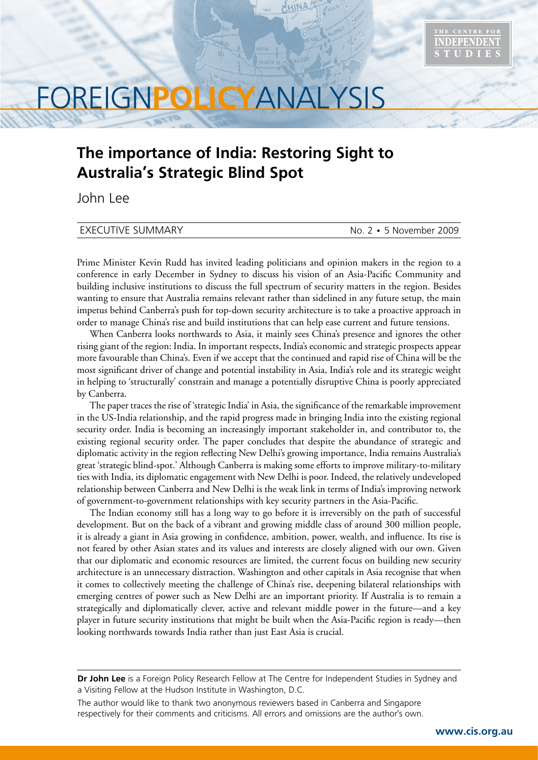# FOREIGN**POLICY**ANALYSIS

## The importance of India: Restoring Sight to Australia's Strategic Blind Spot

John Lee

EXECUTIVE SUMMARY — No. 2 • 5 November 2009

Prime Minister Kevin Rudd has invited leading politicians and opinion makers in the region to a conference in early December in Sydney to discuss his vision of an Asia-Pacific Community and building inclusive institutions to discuss the full spectrum of security matters in the region. Besides wanting to ensure that Australia remains relevant rather than sidelined in any future setup, the main impetus behind Canberra's push for top-down security architecture is to take a proactive approach in order to manage China's rise and build institutions that can help ease current and future tensions.

When Canberra looks northwards to Asia, it mainly sees China's presence and ignores the other rising giant of the region: India. In important respects, India's economic and strategic prospects appear more favourable than China's. Even if we accept that the continued and rapid rise of China will be the most significant driver of change and potential instability in Asia, India's role and its strategic weight in helping to 'structurally' constrain and manage a potentially disruptive China is poorly appreciated by Canberra.

The paper traces the rise of 'strategic India' in Asia, the significance of the remarkable improvement in the US-India relationship, and the rapid progress made in bringing India into the existing regional security order. India is becoming an increasingly important stakeholder in, and contributor to, the existing regional security order. The paper concludes that despite the abundance of strategic and diplomatic activity in the region reflecting New Delhi's growing importance, India remains Australia's great 'strategic blind-spot.' Although Canberra is making some efforts to improve military-to-military ties with India, its diplomatic engagement with New Delhi is poor. Indeed, the relatively undeveloped relationship between Canberra and New Delhi is the weak link in terms of India's improving network of government-to-government relationships with key security partners in the Asia-Pacific.

The Indian economy still has a long way to go before it is irreversibly on the path of successful development. But on the back of a vibrant and growing middle class of around 300 million people, it is already a giant in Asia growing in confidence, ambition, power, wealth, and influence. Its rise is not feared by other Asian states and its values and interests are closely aligned with our own. Given that our diplomatic and economic resources are limited, the current focus on building new security architecture is an unnecessary distraction. Washington and other capitals in Asia recognise that when it comes to collectively meeting the challenge of China's rise, deepening bilateral relationships with emerging centres of power such as New Delhi are an important priority. If Australia is to remain a strategically and diplomatically clever, active and relevant middle power in the future—and a key player in future security institutions that might be built when the Asia-Pacific region is ready—then looking northwards towards India rather than just East Asia is crucial.

---

**Dr John Lee** is a Foreign Policy Research Fellow at The Centre for Independent Studies in Sydney and a Visiting Fellow at the Hudson Institute in Washington, D.C.

The author would like to thank two anonymous reviewers based in Canberra and Singapore respectively for their comments and criticisms. All errors and omissions are the author's own.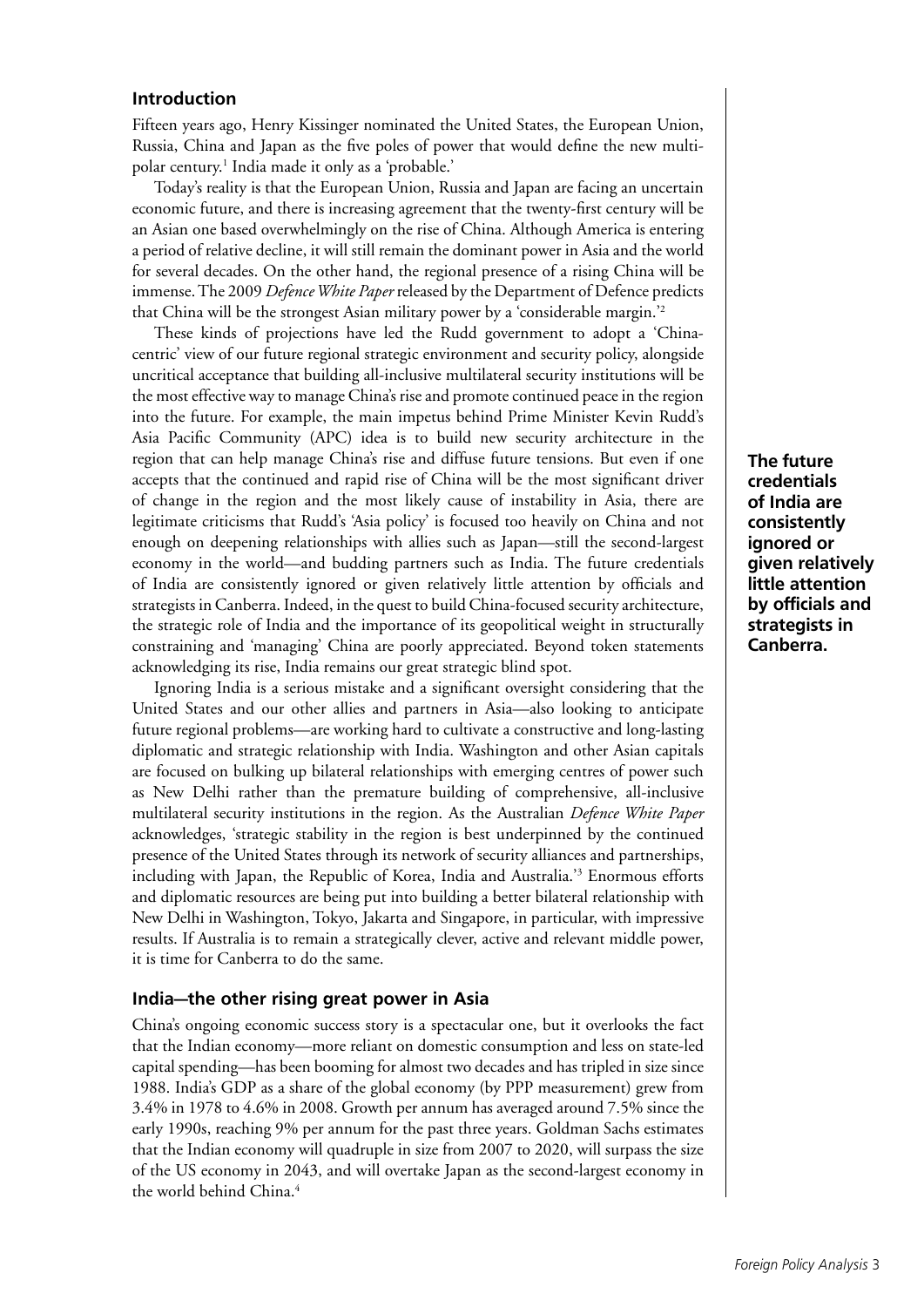## Introduction

Fifteen years ago, Henry Kissinger nominated the United States, the European Union, Russia, China and Japan as the five poles of power that would define the new multipolar century.[1] India made it only as a 'probable.'

Today's reality is that the European Union, Russia and Japan are facing an uncertain economic future, and there is increasing agreement that the twenty-first century will be an Asian one based overwhelmingly on the rise of China. Although America is entering a period of relative decline, it will still remain the dominant power in Asia and the world for several decades. On the other hand, the regional presence of a rising China will be immense. The 2009 *Defence White Paper* released by the Department of Defence predicts that China will be the strongest Asian military power by a 'considerable margin.'[2]

These kinds of projections have led the Rudd government to adopt a 'China-centric' view of our future regional strategic environment and security policy, alongside uncritical acceptance that building all-inclusive multilateral security institutions will be the most effective way to manage China's rise and promote continued peace in the region into the future. For example, the main impetus behind Prime Minister Kevin Rudd's Asia Pacific Community (APC) idea is to build new security architecture in the region that can help manage China's rise and diffuse future tensions. But even if one accepts that the continued and rapid rise of China will be the most significant driver of change in the region and the most likely cause of instability in Asia, there are legitimate criticisms that Rudd's 'Asia policy' is focused too heavily on China and not enough on deepening relationships with allies such as Japan—still the second-largest economy in the world—and budding partners such as India. The future credentials of India are consistently ignored or given relatively little attention by officials and strategists in Canberra. Indeed, in the quest to build China-focused security architecture, the strategic role of India and the importance of its geopolitical weight in structurally constraining and 'managing' China are poorly appreciated. Beyond token statements acknowledging its rise, India remains our great strategic blind spot.

**The future credentials of India are consistently ignored or given relatively little attention by officials and strategists in Canberra.**

Ignoring India is a serious mistake and a significant oversight considering that the United States and our other allies and partners in Asia—also looking to anticipate future regional problems—are working hard to cultivate a constructive and long-lasting diplomatic and strategic relationship with India. Washington and other Asian capitals are focused on bulking up bilateral relationships with emerging centres of power such as New Delhi rather than the premature building of comprehensive, all-inclusive multilateral security institutions in the region. As the Australian *Defence White Paper* acknowledges, 'strategic stability in the region is best underpinned by the continued presence of the United States through its network of security alliances and partnerships, including with Japan, the Republic of Korea, India and Australia.'[3] Enormous efforts and diplomatic resources are being put into building a better bilateral relationship with New Delhi in Washington, Tokyo, Jakarta and Singapore, in particular, with impressive results. If Australia is to remain a strategically clever, active and relevant middle power, it is time for Canberra to do the same.

## India—the other rising great power in Asia

China's ongoing economic success story is a spectacular one, but it overlooks the fact that the Indian economy—more reliant on domestic consumption and less on state-led capital spending—has been booming for almost two decades and has tripled in size since 1988. India's GDP as a share of the global economy (by PPP measurement) grew from 3.4% in 1978 to 4.6% in 2008. Growth per annum has averaged around 7.5% since the early 1990s, reaching 9% per annum for the past three years. Goldman Sachs estimates that the Indian economy will quadruple in size from 2007 to 2020, will surpass the size of the US economy in 2043, and will overtake Japan as the second-largest economy in the world behind China.[4]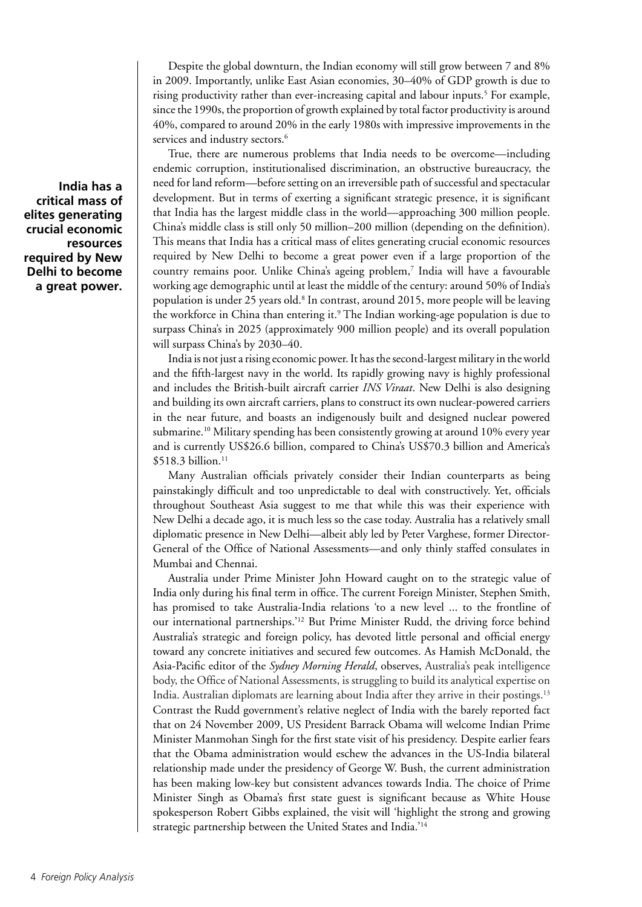Despite the global downturn, the Indian economy will still grow between 7 and 8% in 2009. Importantly, unlike East Asian economies, 30–40% of GDP growth is due to rising productivity rather than ever-increasing capital and labour inputs.[5] For example, since the 1990s, the proportion of growth explained by total factor productivity is around 40%, compared to around 20% in the early 1980s with impressive improvements in the services and industry sectors.[6]

**India has a critical mass of elites generating crucial economic resources required by New Delhi to become a great power.**

True, there are numerous problems that India needs to be overcome—including endemic corruption, institutionalised discrimination, an obstructive bureaucracy, the need for land reform—before setting on an irreversible path of successful and spectacular development. But in terms of exerting a significant strategic presence, it is significant that India has the largest middle class in the world—approaching 300 million people. China's middle class is still only 50 million–200 million (depending on the definition). This means that India has a critical mass of elites generating crucial economic resources required by New Delhi to become a great power even if a large proportion of the country remains poor. Unlike China's ageing problem,[7] India will have a favourable working age demographic until at least the middle of the century: around 50% of India's population is under 25 years old.[8] In contrast, around 2015, more people will be leaving the workforce in China than entering it.[9] The Indian working-age population is due to surpass China's in 2025 (approximately 900 million people) and its overall population will surpass China's by 2030–40.

India is not just a rising economic power. It has the second-largest military in the world and the fifth-largest navy in the world. Its rapidly growing navy is highly professional and includes the British-built aircraft carrier *INS Viraat*. New Delhi is also designing and building its own aircraft carriers, plans to construct its own nuclear-powered carriers in the near future, and boasts an indigenously built and designed nuclear powered submarine.[10] Military spending has been consistently growing at around 10% every year and is currently US$26.6 billion, compared to China's US$70.3 billion and America's $518.3 billion.[11]

Many Australian officials privately consider their Indian counterparts as being painstakingly difficult and too unpredictable to deal with constructively. Yet, officials throughout Southeast Asia suggest to me that while this was their experience with New Delhi a decade ago, it is much less so the case today. Australia has a relatively small diplomatic presence in New Delhi—albeit ably led by Peter Varghese, former Director-General of the Office of National Assessments—and only thinly staffed consulates in Mumbai and Chennai.

Australia under Prime Minister John Howard caught on to the strategic value of India only during his final term in office. The current Foreign Minister, Stephen Smith, has promised to take Australia-India relations 'to a new level ... to the frontline of our international partnerships.'[12] But Prime Minister Rudd, the driving force behind Australia's strategic and foreign policy, has devoted little personal and official energy toward any concrete initiatives and secured few outcomes. As Hamish McDonald, the Asia-Pacific editor of the *Sydney Morning Herald*, observes, Australia's peak intelligence body, the Office of National Assessments, is struggling to build its analytical expertise on India. Australian diplomats are learning about India after they arrive in their postings.[13] Contrast the Rudd government's relative neglect of India with the barely reported fact that on 24 November 2009, US President Barrack Obama will welcome Indian Prime Minister Manmohan Singh for the first state visit of his presidency. Despite earlier fears that the Obama administration would eschew the advances in the US-India bilateral relationship made under the presidency of George W. Bush, the current administration has been making low-key but consistent advances towards India. The choice of Prime Minister Singh as Obama's first state guest is significant because as White House spokesperson Robert Gibbs explained, the visit will 'highlight the strong and growing strategic partnership between the United States and India.'[14]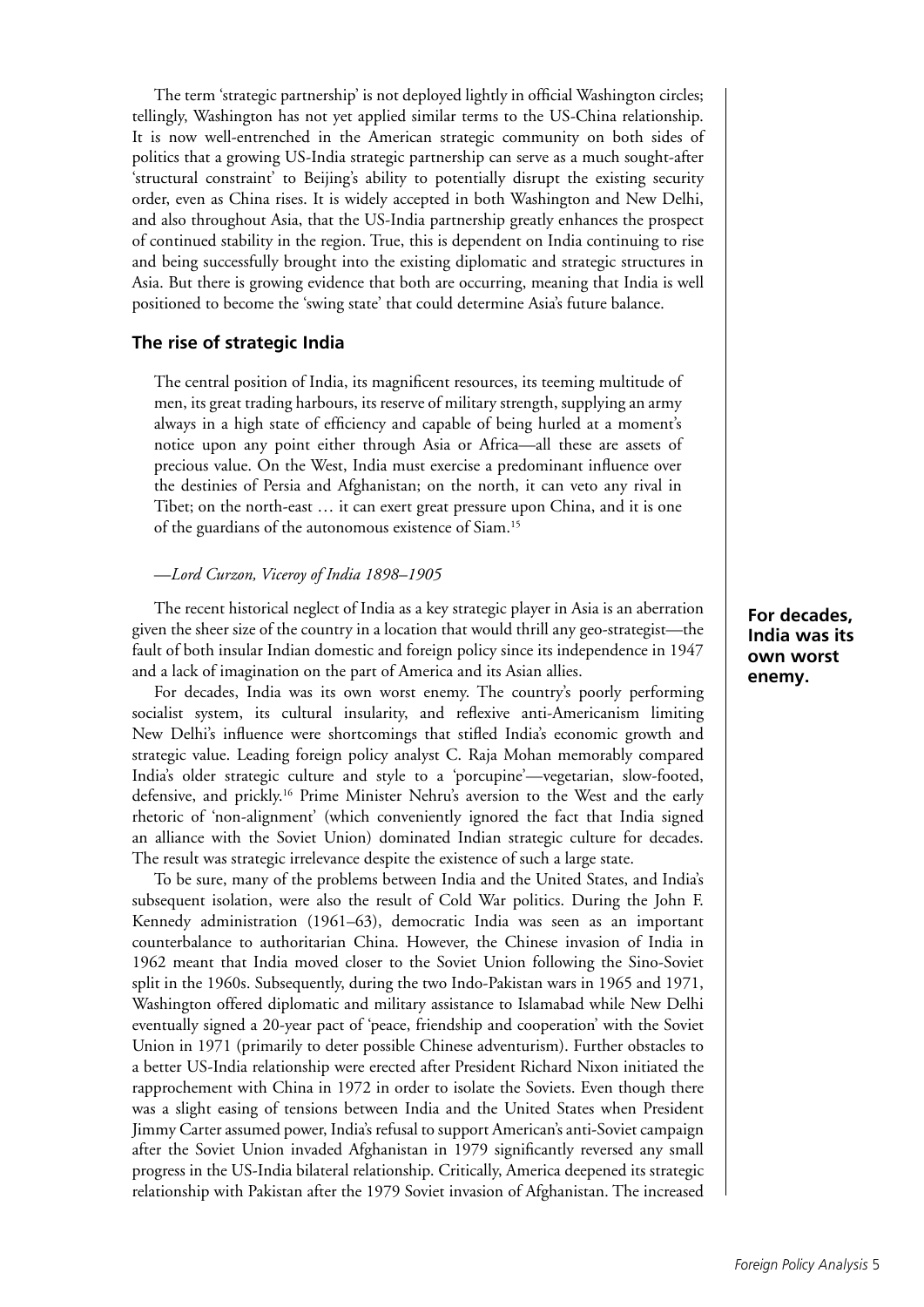The term 'strategic partnership' is not deployed lightly in official Washington circles; tellingly, Washington has not yet applied similar terms to the US-China relationship. It is now well-entrenched in the American strategic community on both sides of politics that a growing US-India strategic partnership can serve as a much sought-after 'structural constraint' to Beijing's ability to potentially disrupt the existing security order, even as China rises. It is widely accepted in both Washington and New Delhi, and also throughout Asia, that the US-India partnership greatly enhances the prospect of continued stability in the region. True, this is dependent on India continuing to rise and being successfully brought into the existing diplomatic and strategic structures in Asia. But there is growing evidence that both are occurring, meaning that India is well positioned to become the 'swing state' that could determine Asia's future balance.

## The rise of strategic India

> The central position of India, its magnificent resources, its teeming multitude of men, its great trading harbours, its reserve of military strength, supplying an army always in a high state of efficiency and capable of being hurled at a moment's notice upon any point either through Asia or Africa—all these are assets of precious value. On the West, India must exercise a predominant influence over the destinies of Persia and Afghanistan; on the north, it can veto any rival in Tibet; on the north-east … it can exert great pressure upon China, and it is one of the guardians of the autonomous existence of Siam.[15]
>
> —*Lord Curzon, Viceroy of India 1898–1905*

The recent historical neglect of India as a key strategic player in Asia is an aberration given the sheer size of the country in a location that would thrill any geo-strategist—the fault of both insular Indian domestic and foreign policy since its independence in 1947 and a lack of imagination on the part of America and its Asian allies.

**For decades, India was its own worst enemy.**

For decades, India was its own worst enemy. The country's poorly performing socialist system, its cultural insularity, and reflexive anti-Americanism limiting New Delhi's influence were shortcomings that stifled India's economic growth and strategic value. Leading foreign policy analyst C. Raja Mohan memorably compared India's older strategic culture and style to a 'porcupine'—vegetarian, slow-footed, defensive, and prickly.[16] Prime Minister Nehru's aversion to the West and the early rhetoric of 'non-alignment' (which conveniently ignored the fact that India signed an alliance with the Soviet Union) dominated Indian strategic culture for decades. The result was strategic irrelevance despite the existence of such a large state.

To be sure, many of the problems between India and the United States, and India's subsequent isolation, were also the result of Cold War politics. During the John F. Kennedy administration (1961–63), democratic India was seen as an important counterbalance to authoritarian China. However, the Chinese invasion of India in 1962 meant that India moved closer to the Soviet Union following the Sino-Soviet split in the 1960s. Subsequently, during the two Indo-Pakistan wars in 1965 and 1971, Washington offered diplomatic and military assistance to Islamabad while New Delhi eventually signed a 20-year pact of 'peace, friendship and cooperation' with the Soviet Union in 1971 (primarily to deter possible Chinese adventurism). Further obstacles to a better US-India relationship were erected after President Richard Nixon initiated the rapprochement with China in 1972 in order to isolate the Soviets. Even though there was a slight easing of tensions between India and the United States when President Jimmy Carter assumed power, India's refusal to support American's anti-Soviet campaign after the Soviet Union invaded Afghanistan in 1979 significantly reversed any small progress in the US-India bilateral relationship. Critically, America deepened its strategic relationship with Pakistan after the 1979 Soviet invasion of Afghanistan. The increased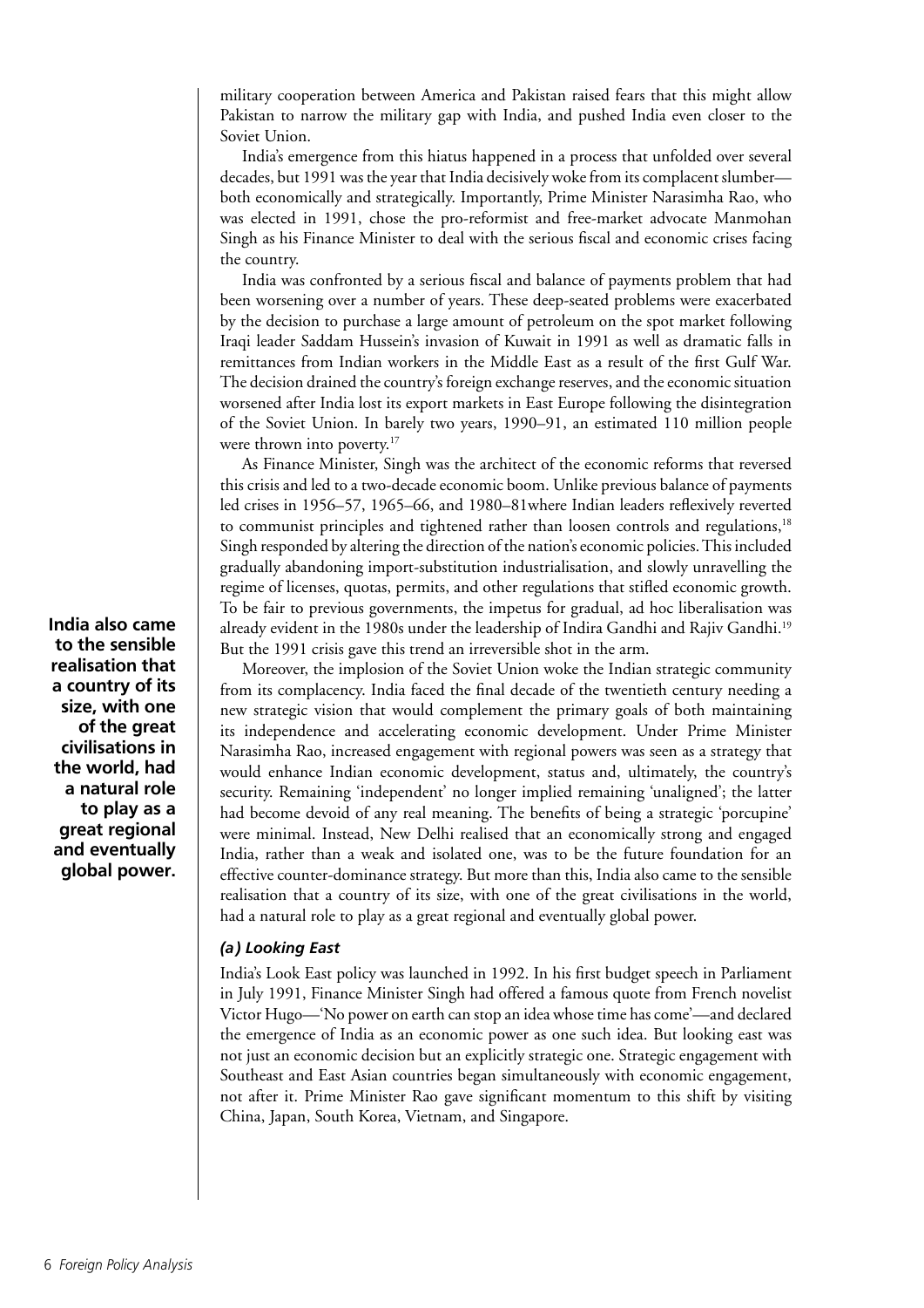military cooperation between America and Pakistan raised fears that this might allow Pakistan to narrow the military gap with India, and pushed India even closer to the Soviet Union.

India's emergence from this hiatus happened in a process that unfolded over several decades, but 1991 was the year that India decisively woke from its complacent slumber—both economically and strategically. Importantly, Prime Minister Narasimha Rao, who was elected in 1991, chose the pro-reformist and free-market advocate Manmohan Singh as his Finance Minister to deal with the serious fiscal and economic crises facing the country.

India was confronted by a serious fiscal and balance of payments problem that had been worsening over a number of years. These deep-seated problems were exacerbated by the decision to purchase a large amount of petroleum on the spot market following Iraqi leader Saddam Hussein's invasion of Kuwait in 1991 as well as dramatic falls in remittances from Indian workers in the Middle East as a result of the first Gulf War. The decision drained the country's foreign exchange reserves, and the economic situation worsened after India lost its export markets in East Europe following the disintegration of the Soviet Union. In barely two years, 1990–91, an estimated 110 million people were thrown into poverty.[17]

As Finance Minister, Singh was the architect of the economic reforms that reversed this crisis and led to a two-decade economic boom. Unlike previous balance of payments led crises in 1956–57, 1965–66, and 1980–81where Indian leaders reflexively reverted to communist principles and tightened rather than loosen controls and regulations,[18] Singh responded by altering the direction of the nation's economic policies. This included gradually abandoning import-substitution industrialisation, and slowly unravelling the regime of licenses, quotas, permits, and other regulations that stifled economic growth. To be fair to previous governments, the impetus for gradual, ad hoc liberalisation was already evident in the 1980s under the leadership of Indira Gandhi and Rajiv Gandhi.[19] But the 1991 crisis gave this trend an irreversible shot in the arm.

**India also came to the sensible realisation that a country of its size, with one of the great civilisations in the world, had a natural role to play as a great regional and eventually global power.**

Moreover, the implosion of the Soviet Union woke the Indian strategic community from its complacency. India faced the final decade of the twentieth century needing a new strategic vision that would complement the primary goals of both maintaining its independence and accelerating economic development. Under Prime Minister Narasimha Rao, increased engagement with regional powers was seen as a strategy that would enhance Indian economic development, status and, ultimately, the country's security. Remaining 'independent' no longer implied remaining 'unaligned'; the latter had become devoid of any real meaning. The benefits of being a strategic 'porcupine' were minimal. Instead, New Delhi realised that an economically strong and engaged India, rather than a weak and isolated one, was to be the future foundation for an effective counter-dominance strategy. But more than this, India also came to the sensible realisation that a country of its size, with one of the great civilisations in the world, had a natural role to play as a great regional and eventually global power.

### *(a) Looking East*

India's Look East policy was launched in 1992. In his first budget speech in Parliament in July 1991, Finance Minister Singh had offered a famous quote from French novelist Victor Hugo—'No power on earth can stop an idea whose time has come'—and declared the emergence of India as an economic power as one such idea. But looking east was not just an economic decision but an explicitly strategic one. Strategic engagement with Southeast and East Asian countries began simultaneously with economic engagement, not after it. Prime Minister Rao gave significant momentum to this shift by visiting China, Japan, South Korea, Vietnam, and Singapore.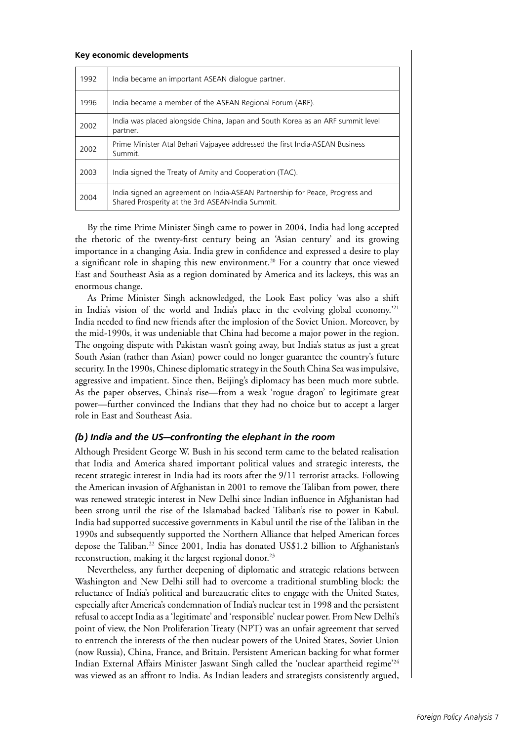**Key economic developments**

| | |
|---|---|
| 1992 | India became an important ASEAN dialogue partner. |
| 1996 | India became a member of the ASEAN Regional Forum (ARF). |
| 2002 | India was placed alongside China, Japan and South Korea as an ARF summit level partner. |
| 2002 | Prime Minister Atal Behari Vajpayee addressed the first India-ASEAN Business Summit. |
| 2003 | India signed the Treaty of Amity and Cooperation (TAC). |
| 2004 | India signed an agreement on India-ASEAN Partnership for Peace, Progress and Shared Prosperity at the 3rd ASEAN-India Summit. |

By the time Prime Minister Singh came to power in 2004, India had long accepted the rhetoric of the twenty-first century being an 'Asian century' and its growing importance in a changing Asia. India grew in confidence and expressed a desire to play a significant role in shaping this new environment.[20] For a country that once viewed East and Southeast Asia as a region dominated by America and its lackeys, this was an enormous change.

As Prime Minister Singh acknowledged, the Look East policy 'was also a shift in India's vision of the world and India's place in the evolving global economy.'[21] India needed to find new friends after the implosion of the Soviet Union. Moreover, by the mid-1990s, it was undeniable that China had become a major power in the region. The ongoing dispute with Pakistan wasn't going away, but India's status as just a great South Asian (rather than Asian) power could no longer guarantee the country's future security. In the 1990s, Chinese diplomatic strategy in the South China Sea was impulsive, aggressive and impatient. Since then, Beijing's diplomacy has been much more subtle. As the paper observes, China's rise—from a weak 'rogue dragon' to legitimate great power—further convinced the Indians that they had no choice but to accept a larger role in East and Southeast Asia.

### *(b) India and the US—confronting the elephant in the room*

Although President George W. Bush in his second term came to the belated realisation that India and America shared important political values and strategic interests, the recent strategic interest in India had its roots after the 9/11 terrorist attacks. Following the American invasion of Afghanistan in 2001 to remove the Taliban from power, there was renewed strategic interest in New Delhi since Indian influence in Afghanistan had been strong until the rise of the Islamabad backed Taliban's rise to power in Kabul. India had supported successive governments in Kabul until the rise of the Taliban in the 1990s and subsequently supported the Northern Alliance that helped American forces depose the Taliban.[22] Since 2001, India has donated US$1.2 billion to Afghanistan's reconstruction, making it the largest regional donor.[23]

Nevertheless, any further deepening of diplomatic and strategic relations between Washington and New Delhi still had to overcome a traditional stumbling block: the reluctance of India's political and bureaucratic elites to engage with the United States, especially after America's condemnation of India's nuclear test in 1998 and the persistent refusal to accept India as a 'legitimate' and 'responsible' nuclear power. From New Delhi's point of view, the Non Proliferation Treaty (NPT) was an unfair agreement that served to entrench the interests of the then nuclear powers of the United States, Soviet Union (now Russia), China, France, and Britain. Persistent American backing for what former Indian External Affairs Minister Jaswant Singh called the 'nuclear apartheid regime'[24] was viewed as an affront to India. As Indian leaders and strategists consistently argued,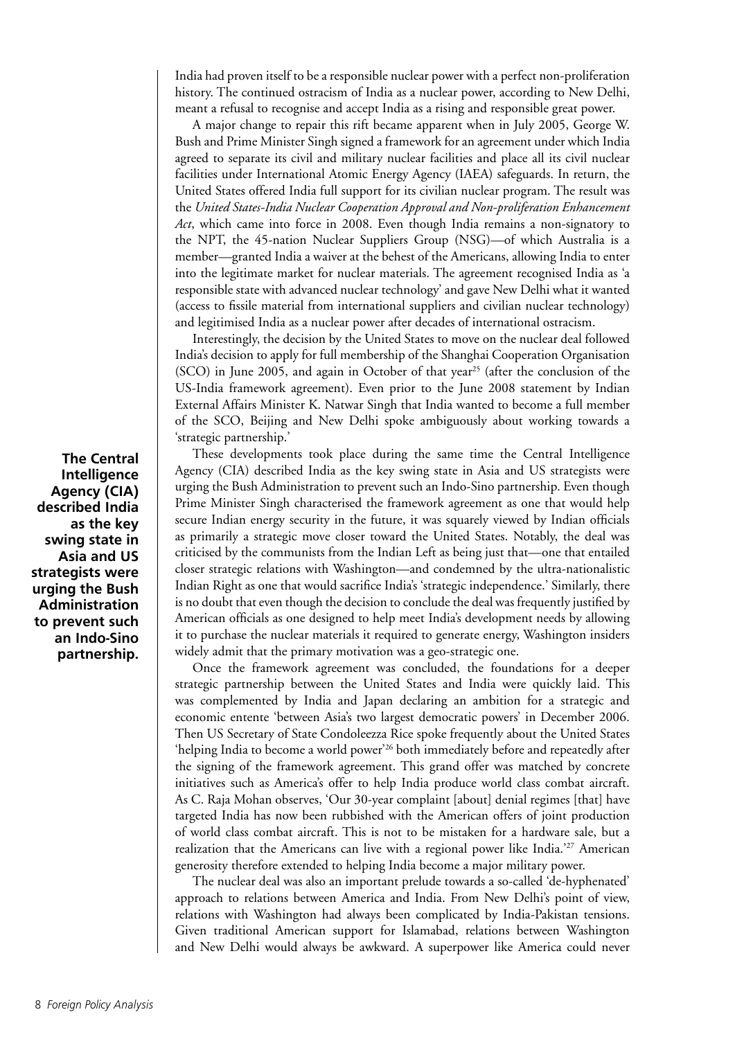India had proven itself to be a responsible nuclear power with a perfect non-proliferation history. The continued ostracism of India as a nuclear power, according to New Delhi, meant a refusal to recognise and accept India as a rising and responsible great power.

A major change to repair this rift became apparent when in July 2005, George W. Bush and Prime Minister Singh signed a framework for an agreement under which India agreed to separate its civil and military nuclear facilities and place all its civil nuclear facilities under International Atomic Energy Agency (IAEA) safeguards. In return, the United States offered India full support for its civilian nuclear program. The result was the *United States-India Nuclear Cooperation Approval and Non-proliferation Enhancement Act*, which came into force in 2008. Even though India remains a non-signatory to the NPT, the 45-nation Nuclear Suppliers Group (NSG)—of which Australia is a member—granted India a waiver at the behest of the Americans, allowing India to enter into the legitimate market for nuclear materials. The agreement recognised India as 'a responsible state with advanced nuclear technology' and gave New Delhi what it wanted (access to fissile material from international suppliers and civilian nuclear technology) and legitimised India as a nuclear power after decades of international ostracism.

Interestingly, the decision by the United States to move on the nuclear deal followed India's decision to apply for full membership of the Shanghai Cooperation Organisation (SCO) in June 2005, and again in October of that year[25] (after the conclusion of the US-India framework agreement). Even prior to the June 2008 statement by Indian External Affairs Minister K. Natwar Singh that India wanted to become a full member of the SCO, Beijing and New Delhi spoke ambiguously about working towards a 'strategic partnership.'

These developments took place during the same time the Central Intelligence Agency (CIA) described India as the key swing state in Asia and US strategists were urging the Bush Administration to prevent such an Indo-Sino partnership. Even though Prime Minister Singh characterised the framework agreement as one that would help secure Indian energy security in the future, it was squarely viewed by Indian officials as primarily a strategic move closer toward the United States. Notably, the deal was criticised by the communists from the Indian Left as being just that—one that entailed closer strategic relations with Washington—and condemned by the ultra-nationalistic Indian Right as one that would sacrifice India's 'strategic independence.' Similarly, there is no doubt that even though the decision to conclude the deal was frequently justified by American officials as one designed to help meet India's development needs by allowing it to purchase the nuclear materials it required to generate energy, Washington insiders widely admit that the primary motivation was a geo-strategic one.

**The Central Intelligence Agency (CIA) described India as the key swing state in Asia and US strategists were urging the Bush Administration to prevent such an Indo-Sino partnership.**

Once the framework agreement was concluded, the foundations for a deeper strategic partnership between the United States and India were quickly laid. This was complemented by India and Japan declaring an ambition for a strategic and economic entente 'between Asia's two largest democratic powers' in December 2006. Then US Secretary of State Condoleezza Rice spoke frequently about the United States 'helping India to become a world power'[26] both immediately before and repeatedly after the signing of the framework agreement. This grand offer was matched by concrete initiatives such as America's offer to help India produce world class combat aircraft. As C. Raja Mohan observes, 'Our 30-year complaint [about] denial regimes [that] have targeted India has now been rubbished with the American offers of joint production of world class combat aircraft. This is not to be mistaken for a hardware sale, but a realization that the Americans can live with a regional power like India.'[27] American generosity therefore extended to helping India become a major military power.

The nuclear deal was also an important prelude towards a so-called 'de-hyphenated' approach to relations between America and India. From New Delhi's point of view, relations with Washington had always been complicated by India-Pakistan tensions. Given traditional American support for Islamabad, relations between Washington and New Delhi would always be awkward. A superpower like America could never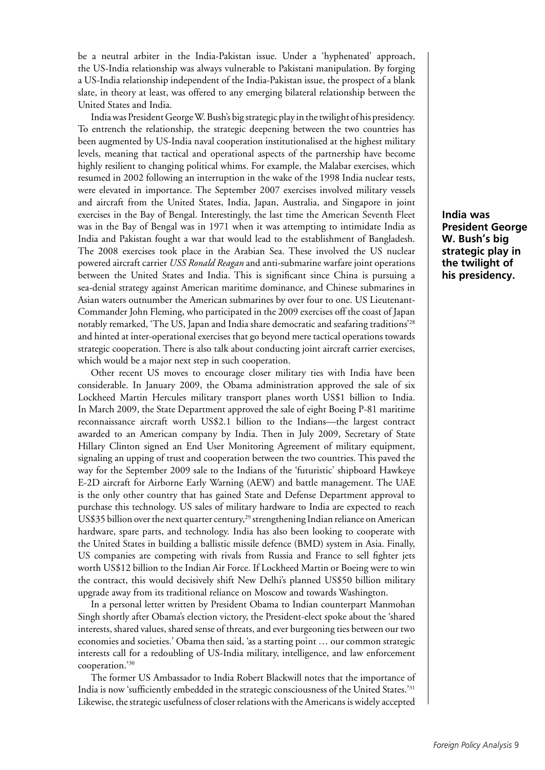be a neutral arbiter in the India-Pakistan issue. Under a 'hyphenated' approach, the US-India relationship was always vulnerable to Pakistani manipulation. By forging a US-India relationship independent of the India-Pakistan issue, the prospect of a blank slate, in theory at least, was offered to any emerging bilateral relationship between the United States and India.

India was President George W. Bush's big strategic play in the twilight of his presidency. To entrench the relationship, the strategic deepening between the two countries has been augmented by US-India naval cooperation institutionalised at the highest military levels, meaning that tactical and operational aspects of the partnership have become highly resilient to changing political whims. For example, the Malabar exercises, which resumed in 2002 following an interruption in the wake of the 1998 India nuclear tests, were elevated in importance. The September 2007 exercises involved military vessels and aircraft from the United States, India, Japan, Australia, and Singapore in joint exercises in the Bay of Bengal. Interestingly, the last time the American Seventh Fleet was in the Bay of Bengal was in 1971 when it was attempting to intimidate India as India and Pakistan fought a war that would lead to the establishment of Bangladesh. The 2008 exercises took place in the Arabian Sea. These involved the US nuclear powered aircraft carrier *USS Ronald Reagan* and anti-submarine warfare joint operations between the United States and India. This is significant since China is pursuing a sea-denial strategy against American maritime dominance, and Chinese submarines in Asian waters outnumber the American submarines by over four to one. US Lieutenant-Commander John Fleming, who participated in the 2009 exercises off the coast of Japan notably remarked, 'The US, Japan and India share democratic and seafaring traditions'[28] and hinted at inter-operational exercises that go beyond mere tactical operations towards strategic cooperation. There is also talk about conducting joint aircraft carrier exercises, which would be a major next step in such cooperation.

**India was President George W. Bush's big strategic play in the twilight of his presidency.**

Other recent US moves to encourage closer military ties with India have been considerable. In January 2009, the Obama administration approved the sale of six Lockheed Martin Hercules military transport planes worth US$1 billion to India. In March 2009, the State Department approved the sale of eight Boeing P-81 maritime reconnaissance aircraft worth US$2.1 billion to the Indians—the largest contract awarded to an American company by India. Then in July 2009, Secretary of State Hillary Clinton signed an End User Monitoring Agreement of military equipment, signaling an upping of trust and cooperation between the two countries. This paved the way for the September 2009 sale to the Indians of the 'futuristic' shipboard Hawkeye E-2D aircraft for Airborne Early Warning (AEW) and battle management. The UAE is the only other country that has gained State and Defense Department approval to purchase this technology. US sales of military hardware to India are expected to reach US$35 billion over the next quarter century,[29] strengthening Indian reliance on American hardware, spare parts, and technology. India has also been looking to cooperate with the United States in building a ballistic missile defence (BMD) system in Asia. Finally, US companies are competing with rivals from Russia and France to sell fighter jets worth US$12 billion to the Indian Air Force. If Lockheed Martin or Boeing were to win the contract, this would decisively shift New Delhi's planned US$50 billion military upgrade away from its traditional reliance on Moscow and towards Washington.

In a personal letter written by President Obama to Indian counterpart Manmohan Singh shortly after Obama's election victory, the President-elect spoke about the 'shared interests, shared values, shared sense of threats, and ever burgeoning ties between our two economies and societies.' Obama then said, 'as a starting point … our common strategic interests call for a redoubling of US-India military, intelligence, and law enforcement cooperation.'[30]

The former US Ambassador to India Robert Blackwill notes that the importance of India is now 'sufficiently embedded in the strategic consciousness of the United States.'[31] Likewise, the strategic usefulness of closer relations with the Americans is widely accepted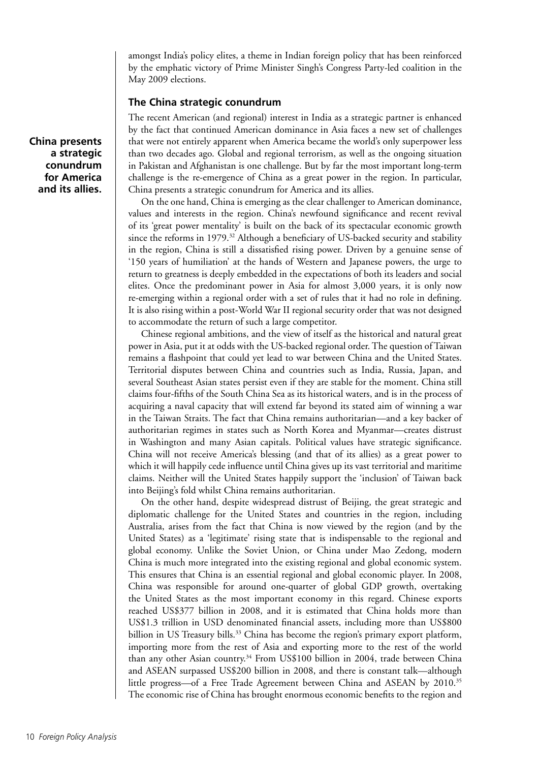amongst India's policy elites, a theme in Indian foreign policy that has been reinforced by the emphatic victory of Prime Minister Singh's Congress Party-led coalition in the May 2009 elections.

## The China strategic conundrum

**China presents a strategic conundrum for America and its allies.**

The recent American (and regional) interest in India as a strategic partner is enhanced by the fact that continued American dominance in Asia faces a new set of challenges that were not entirely apparent when America became the world's only superpower less than two decades ago. Global and regional terrorism, as well as the ongoing situation in Pakistan and Afghanistan is one challenge. But by far the most important long-term challenge is the re-emergence of China as a great power in the region. In particular, China presents a strategic conundrum for America and its allies.

On the one hand, China is emerging as the clear challenger to American dominance, values and interests in the region. China's newfound significance and recent revival of its 'great power mentality' is built on the back of its spectacular economic growth since the reforms in 1979.[32] Although a beneficiary of US-backed security and stability in the region, China is still a dissatisfied rising power. Driven by a genuine sense of '150 years of humiliation' at the hands of Western and Japanese powers, the urge to return to greatness is deeply embedded in the expectations of both its leaders and social elites. Once the predominant power in Asia for almost 3,000 years, it is only now re-emerging within a regional order with a set of rules that it had no role in defining. It is also rising within a post-World War II regional security order that was not designed to accommodate the return of such a large competitor.

Chinese regional ambitions, and the view of itself as the historical and natural great power in Asia, put it at odds with the US-backed regional order. The question of Taiwan remains a flashpoint that could yet lead to war between China and the United States. Territorial disputes between China and countries such as India, Russia, Japan, and several Southeast Asian states persist even if they are stable for the moment. China still claims four-fifths of the South China Sea as its historical waters, and is in the process of acquiring a naval capacity that will extend far beyond its stated aim of winning a war in the Taiwan Straits. The fact that China remains authoritarian—and a key backer of authoritarian regimes in states such as North Korea and Myanmar—creates distrust in Washington and many Asian capitals. Political values have strategic significance. China will not receive America's blessing (and that of its allies) as a great power to which it will happily cede influence until China gives up its vast territorial and maritime claims. Neither will the United States happily support the 'inclusion' of Taiwan back into Beijing's fold whilst China remains authoritarian.

On the other hand, despite widespread distrust of Beijing, the great strategic and diplomatic challenge for the United States and countries in the region, including Australia, arises from the fact that China is now viewed by the region (and by the United States) as a 'legitimate' rising state that is indispensable to the regional and global economy. Unlike the Soviet Union, or China under Mao Zedong, modern China is much more integrated into the existing regional and global economic system. This ensures that China is an essential regional and global economic player. In 2008, China was responsible for around one-quarter of global GDP growth, overtaking the United States as the most important economy in this regard. Chinese exports reached US$377 billion in 2008, and it is estimated that China holds more than US$1.3 trillion in USD denominated financial assets, including more than US$800 billion in US Treasury bills.[33] China has become the region's primary export platform, importing more from the rest of Asia and exporting more to the rest of the world than any other Asian country.[34] From US$100 billion in 2004, trade between China and ASEAN surpassed US$200 billion in 2008, and there is constant talk—although little progress—of a Free Trade Agreement between China and ASEAN by 2010.[35] The economic rise of China has brought enormous economic benefits to the region and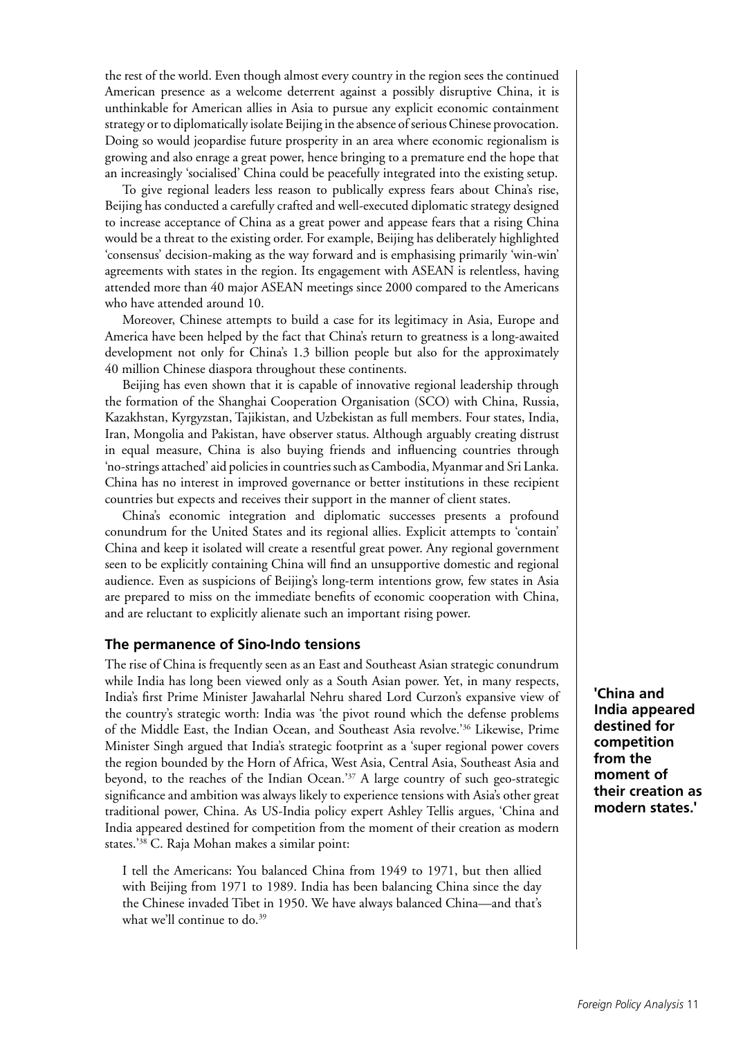the rest of the world. Even though almost every country in the region sees the continued American presence as a welcome deterrent against a possibly disruptive China, it is unthinkable for American allies in Asia to pursue any explicit economic containment strategy or to diplomatically isolate Beijing in the absence of serious Chinese provocation. Doing so would jeopardise future prosperity in an area where economic regionalism is growing and also enrage a great power, hence bringing to a premature end the hope that an increasingly 'socialised' China could be peacefully integrated into the existing setup.

To give regional leaders less reason to publically express fears about China's rise, Beijing has conducted a carefully crafted and well-executed diplomatic strategy designed to increase acceptance of China as a great power and appease fears that a rising China would be a threat to the existing order. For example, Beijing has deliberately highlighted 'consensus' decision-making as the way forward and is emphasising primarily 'win-win' agreements with states in the region. Its engagement with ASEAN is relentless, having attended more than 40 major ASEAN meetings since 2000 compared to the Americans who have attended around 10.

Moreover, Chinese attempts to build a case for its legitimacy in Asia, Europe and America have been helped by the fact that China's return to greatness is a long-awaited development not only for China's 1.3 billion people but also for the approximately 40 million Chinese diaspora throughout these continents.

Beijing has even shown that it is capable of innovative regional leadership through the formation of the Shanghai Cooperation Organisation (SCO) with China, Russia, Kazakhstan, Kyrgyzstan, Tajikistan, and Uzbekistan as full members. Four states, India, Iran, Mongolia and Pakistan, have observer status. Although arguably creating distrust in equal measure, China is also buying friends and influencing countries through 'no-strings attached' aid policies in countries such as Cambodia, Myanmar and Sri Lanka. China has no interest in improved governance or better institutions in these recipient countries but expects and receives their support in the manner of client states.

China's economic integration and diplomatic successes presents a profound conundrum for the United States and its regional allies. Explicit attempts to 'contain' China and keep it isolated will create a resentful great power. Any regional government seen to be explicitly containing China will find an unsupportive domestic and regional audience. Even as suspicions of Beijing's long-term intentions grow, few states in Asia are prepared to miss on the immediate benefits of economic cooperation with China, and are reluctant to explicitly alienate such an important rising power.

## The permanence of Sino-Indo tensions

The rise of China is frequently seen as an East and Southeast Asian strategic conundrum while India has long been viewed only as a South Asian power. Yet, in many respects, India's first Prime Minister Jawaharlal Nehru shared Lord Curzon's expansive view of the country's strategic worth: India was 'the pivot round which the defense problems of the Middle East, the Indian Ocean, and Southeast Asia revolve.'[36] Likewise, Prime Minister Singh argued that India's strategic footprint as a 'super regional power covers the region bounded by the Horn of Africa, West Asia, Central Asia, Southeast Asia and beyond, to the reaches of the Indian Ocean.'[37] A large country of such geo-strategic significance and ambition was always likely to experience tensions with Asia's other great traditional power, China. As US-India policy expert Ashley Tellis argues, 'China and India appeared destined for competition from the moment of their creation as modern states.'[38] C. Raja Mohan makes a similar point:

> I tell the Americans: You balanced China from 1949 to 1971, but then allied with Beijing from 1971 to 1989. India has been balancing China since the day the Chinese invaded Tibet in 1950. We have always balanced China—and that's what we'll continue to do.[39]

**'China and India appeared destined for competition from the moment of their creation as modern states.'**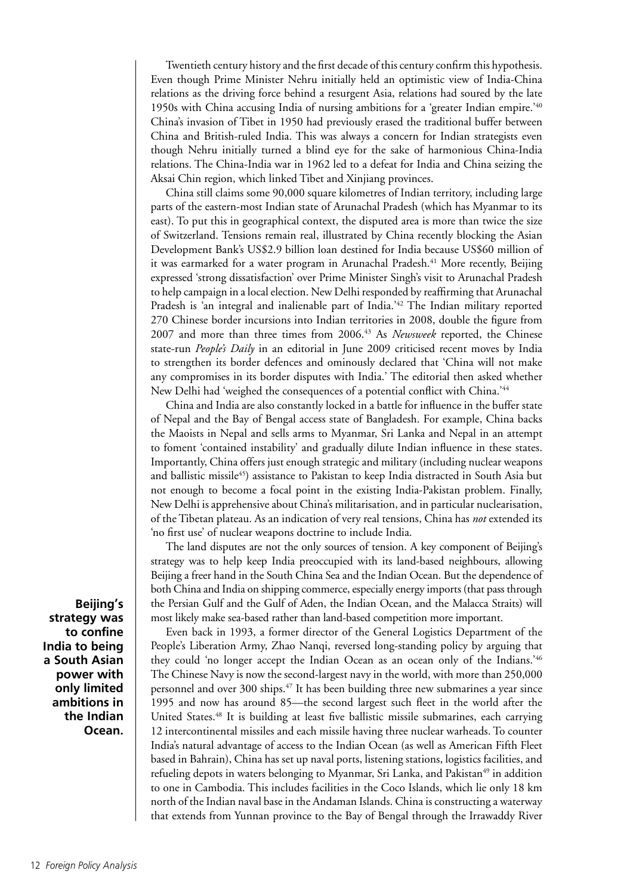Twentieth century history and the first decade of this century confirm this hypothesis. Even though Prime Minister Nehru initially held an optimistic view of India-China relations as the driving force behind a resurgent Asia, relations had soured by the late 1950s with China accusing India of nursing ambitions for a 'greater Indian empire.'[40] China's invasion of Tibet in 1950 had previously erased the traditional buffer between China and British-ruled India. This was always a concern for Indian strategists even though Nehru initially turned a blind eye for the sake of harmonious China-India relations. The China-India war in 1962 led to a defeat for India and China seizing the Aksai Chin region, which linked Tibet and Xinjiang provinces.

China still claims some 90,000 square kilometres of Indian territory, including large parts of the eastern-most Indian state of Arunachal Pradesh (which has Myanmar to its east). To put this in geographical context, the disputed area is more than twice the size of Switzerland. Tensions remain real, illustrated by China recently blocking the Asian Development Bank's US$2.9 billion loan destined for India because US$60 million of it was earmarked for a water program in Arunachal Pradesh.[41] More recently, Beijing expressed 'strong dissatisfaction' over Prime Minister Singh's visit to Arunachal Pradesh to help campaign in a local election. New Delhi responded by reaffirming that Arunachal Pradesh is 'an integral and inalienable part of India.'[42] The Indian military reported 270 Chinese border incursions into Indian territories in 2008, double the figure from 2007 and more than three times from 2006.[43] As *Newsweek* reported, the Chinese state-run *People's Daily* in an editorial in June 2009 criticised recent moves by India to strengthen its border defences and ominously declared that 'China will not make any compromises in its border disputes with India.' The editorial then asked whether New Delhi had 'weighed the consequences of a potential conflict with China.'[44]

China and India are also constantly locked in a battle for influence in the buffer state of Nepal and the Bay of Bengal access state of Bangladesh. For example, China backs the Maoists in Nepal and sells arms to Myanmar, Sri Lanka and Nepal in an attempt to foment 'contained instability' and gradually dilute Indian influence in these states. Importantly, China offers just enough strategic and military (including nuclear weapons and ballistic missile[45]) assistance to Pakistan to keep India distracted in South Asia but not enough to become a focal point in the existing India-Pakistan problem. Finally, New Delhi is apprehensive about China's militarisation, and in particular nuclearisation, of the Tibetan plateau. As an indication of very real tensions, China has *not* extended its 'no first use' of nuclear weapons doctrine to include India.

The land disputes are not the only sources of tension. A key component of Beijing's strategy was to help keep India preoccupied with its land-based neighbours, allowing Beijing a freer hand in the South China Sea and the Indian Ocean. But the dependence of both China and India on shipping commerce, especially energy imports (that pass through the Persian Gulf and the Gulf of Aden, the Indian Ocean, and the Malacca Straits) will most likely make sea-based rather than land-based competition more important.

**Beijing's strategy was to confine India to being a South Asian power with only limited ambitions in the Indian Ocean.**

Even back in 1993, a former director of the General Logistics Department of the People's Liberation Army, Zhao Nanqi, reversed long-standing policy by arguing that they could 'no longer accept the Indian Ocean as an ocean only of the Indians.'[46] The Chinese Navy is now the second-largest navy in the world, with more than 250,000 personnel and over 300 ships.[47] It has been building three new submarines a year since 1995 and now has around 85—the second largest such fleet in the world after the United States.[48] It is building at least five ballistic missile submarines, each carrying 12 intercontinental missiles and each missile having three nuclear warheads. To counter India's natural advantage of access to the Indian Ocean (as well as American Fifth Fleet based in Bahrain), China has set up naval ports, listening stations, logistics facilities, and refueling depots in waters belonging to Myanmar, Sri Lanka, and Pakistan[49] in addition to one in Cambodia. This includes facilities in the Coco Islands, which lie only 18 km north of the Indian naval base in the Andaman Islands. China is constructing a waterway that extends from Yunnan province to the Bay of Bengal through the Irrawaddy River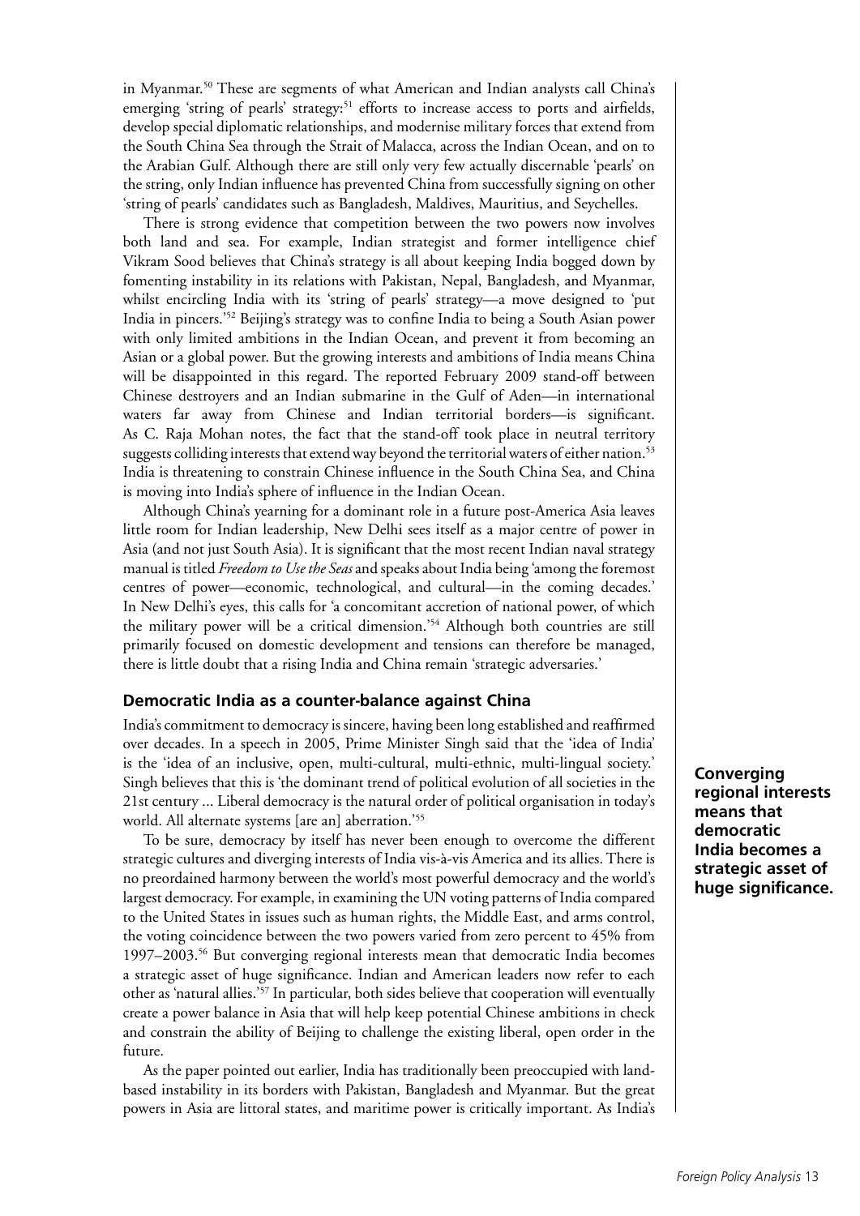in Myanmar.[50] These are segments of what American and Indian analysts call China's emerging 'string of pearls' strategy:[51] efforts to increase access to ports and airfields, develop special diplomatic relationships, and modernise military forces that extend from the South China Sea through the Strait of Malacca, across the Indian Ocean, and on to the Arabian Gulf. Although there are still only very few actually discernable 'pearls' on the string, only Indian influence has prevented China from successfully signing on other 'string of pearls' candidates such as Bangladesh, Maldives, Mauritius, and Seychelles.

There is strong evidence that competition between the two powers now involves both land and sea. For example, Indian strategist and former intelligence chief Vikram Sood believes that China's strategy is all about keeping India bogged down by fomenting instability in its relations with Pakistan, Nepal, Bangladesh, and Myanmar, whilst encircling India with its 'string of pearls' strategy—a move designed to 'put India in pincers.'[52] Beijing's strategy was to confine India to being a South Asian power with only limited ambitions in the Indian Ocean, and prevent it from becoming an Asian or a global power. But the growing interests and ambitions of India means China will be disappointed in this regard. The reported February 2009 stand-off between Chinese destroyers and an Indian submarine in the Gulf of Aden—in international waters far away from Chinese and Indian territorial borders—is significant. As C. Raja Mohan notes, the fact that the stand-off took place in neutral territory suggests colliding interests that extend way beyond the territorial waters of either nation.[53] India is threatening to constrain Chinese influence in the South China Sea, and China is moving into India's sphere of influence in the Indian Ocean.

Although China's yearning for a dominant role in a future post-America Asia leaves little room for Indian leadership, New Delhi sees itself as a major centre of power in Asia (and not just South Asia). It is significant that the most recent Indian naval strategy manual is titled *Freedom to Use the Seas* and speaks about India being 'among the foremost centres of power—economic, technological, and cultural—in the coming decades.' In New Delhi's eyes, this calls for 'a concomitant accretion of national power, of which the military power will be a critical dimension.'[54] Although both countries are still primarily focused on domestic development and tensions can therefore be managed, there is little doubt that a rising India and China remain 'strategic adversaries.'

### Democratic India as a counter-balance against China

India's commitment to democracy is sincere, having been long established and reaffirmed over decades. In a speech in 2005, Prime Minister Singh said that the 'idea of India' is the 'idea of an inclusive, open, multi-cultural, multi-ethnic, multi-lingual society.' Singh believes that this is 'the dominant trend of political evolution of all societies in the 21st century ... Liberal democracy is the natural order of political organisation in today's world. All alternate systems [are an] aberration.'[55]

To be sure, democracy by itself has never been enough to overcome the different strategic cultures and diverging interests of India vis-à-vis America and its allies. There is no preordained harmony between the world's most powerful democracy and the world's largest democracy. For example, in examining the UN voting patterns of India compared to the United States in issues such as human rights, the Middle East, and arms control, the voting coincidence between the two powers varied from zero percent to 45% from 1997–2003.[56] But converging regional interests mean that democratic India becomes a strategic asset of huge significance. Indian and American leaders now refer to each other as 'natural allies.'[57] In particular, both sides believe that cooperation will eventually create a power balance in Asia that will help keep potential Chinese ambitions in check and constrain the ability of Beijing to challenge the existing liberal, open order in the future.

**Converging regional interests means that democratic India becomes a strategic asset of huge significance.**

As the paper pointed out earlier, India has traditionally been preoccupied with land-based instability in its borders with Pakistan, Bangladesh and Myanmar. But the great powers in Asia are littoral states, and maritime power is critically important. As India's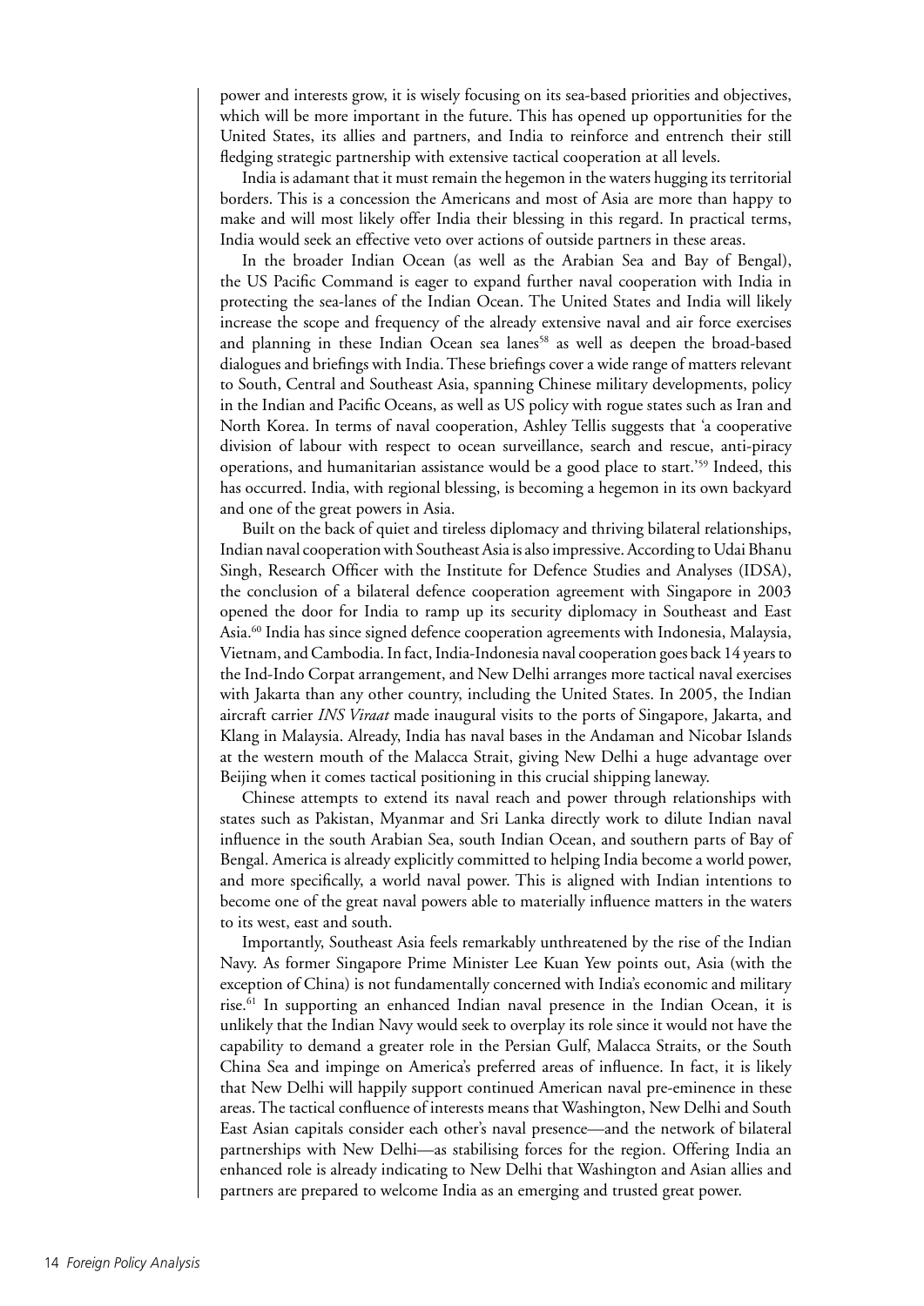power and interests grow, it is wisely focusing on its sea-based priorities and objectives, which will be more important in the future. This has opened up opportunities for the United States, its allies and partners, and India to reinforce and entrench their still fledging strategic partnership with extensive tactical cooperation at all levels.

India is adamant that it must remain the hegemon in the waters hugging its territorial borders. This is a concession the Americans and most of Asia are more than happy to make and will most likely offer India their blessing in this regard. In practical terms, India would seek an effective veto over actions of outside partners in these areas.

In the broader Indian Ocean (as well as the Arabian Sea and Bay of Bengal), the US Pacific Command is eager to expand further naval cooperation with India in protecting the sea-lanes of the Indian Ocean. The United States and India will likely increase the scope and frequency of the already extensive naval and air force exercises and planning in these Indian Ocean sea lanes[58] as well as deepen the broad-based dialogues and briefings with India. These briefings cover a wide range of matters relevant to South, Central and Southeast Asia, spanning Chinese military developments, policy in the Indian and Pacific Oceans, as well as US policy with rogue states such as Iran and North Korea. In terms of naval cooperation, Ashley Tellis suggests that 'a cooperative division of labour with respect to ocean surveillance, search and rescue, anti-piracy operations, and humanitarian assistance would be a good place to start.'[59] Indeed, this has occurred. India, with regional blessing, is becoming a hegemon in its own backyard and one of the great powers in Asia.

Built on the back of quiet and tireless diplomacy and thriving bilateral relationships, Indian naval cooperation with Southeast Asia is also impressive. According to Udai Bhanu Singh, Research Officer with the Institute for Defence Studies and Analyses (IDSA), the conclusion of a bilateral defence cooperation agreement with Singapore in 2003 opened the door for India to ramp up its security diplomacy in Southeast and East Asia.[60] India has since signed defence cooperation agreements with Indonesia, Malaysia, Vietnam, and Cambodia. In fact, India-Indonesia naval cooperation goes back 14 years to the Ind-Indo Corpat arrangement, and New Delhi arranges more tactical naval exercises with Jakarta than any other country, including the United States. In 2005, the Indian aircraft carrier *INS Viraat* made inaugural visits to the ports of Singapore, Jakarta, and Klang in Malaysia. Already, India has naval bases in the Andaman and Nicobar Islands at the western mouth of the Malacca Strait, giving New Delhi a huge advantage over Beijing when it comes tactical positioning in this crucial shipping laneway.

Chinese attempts to extend its naval reach and power through relationships with states such as Pakistan, Myanmar and Sri Lanka directly work to dilute Indian naval influence in the south Arabian Sea, south Indian Ocean, and southern parts of Bay of Bengal. America is already explicitly committed to helping India become a world power, and more specifically, a world naval power. This is aligned with Indian intentions to become one of the great naval powers able to materially influence matters in the waters to its west, east and south.

Importantly, Southeast Asia feels remarkably unthreatened by the rise of the Indian Navy. As former Singapore Prime Minister Lee Kuan Yew points out, Asia (with the exception of China) is not fundamentally concerned with India's economic and military rise.[61] In supporting an enhanced Indian naval presence in the Indian Ocean, it is unlikely that the Indian Navy would seek to overplay its role since it would not have the capability to demand a greater role in the Persian Gulf, Malacca Straits, or the South China Sea and impinge on America's preferred areas of influence. In fact, it is likely that New Delhi will happily support continued American naval pre-eminence in these areas. The tactical confluence of interests means that Washington, New Delhi and South East Asian capitals consider each other's naval presence—and the network of bilateral partnerships with New Delhi—as stabilising forces for the region. Offering India an enhanced role is already indicating to New Delhi that Washington and Asian allies and partners are prepared to welcome India as an emerging and trusted great power.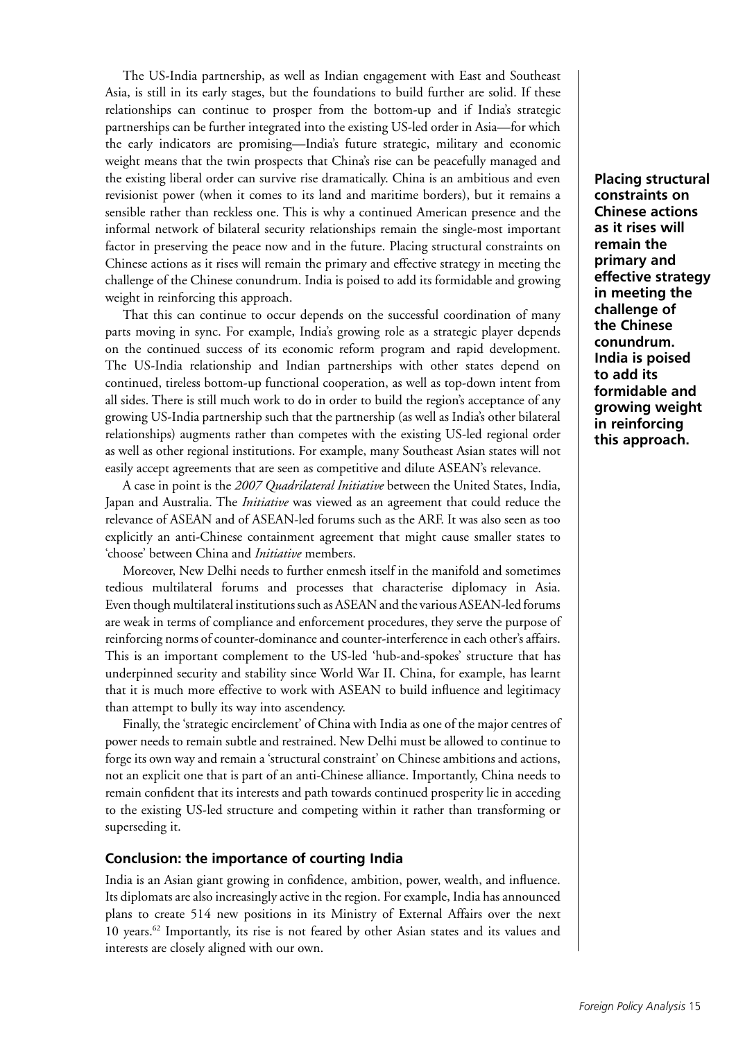The US-India partnership, as well as Indian engagement with East and Southeast Asia, is still in its early stages, but the foundations to build further are solid. If these relationships can continue to prosper from the bottom-up and if India's strategic partnerships can be further integrated into the existing US-led order in Asia—for which the early indicators are promising—India's future strategic, military and economic weight means that the twin prospects that China's rise can be peacefully managed and the existing liberal order can survive rise dramatically. China is an ambitious and even revisionist power (when it comes to its land and maritime borders), but it remains a sensible rather than reckless one. This is why a continued American presence and the informal network of bilateral security relationships remain the single-most important factor in preserving the peace now and in the future. Placing structural constraints on Chinese actions as it rises will remain the primary and effective strategy in meeting the challenge of the Chinese conundrum. India is poised to add its formidable and growing weight in reinforcing this approach.

**Placing structural constraints on Chinese actions as it rises will remain the primary and effective strategy in meeting the challenge of the Chinese conundrum. India is poised to add its formidable and growing weight in reinforcing this approach.**

That this can continue to occur depends on the successful coordination of many parts moving in sync. For example, India's growing role as a strategic player depends on the continued success of its economic reform program and rapid development. The US-India relationship and Indian partnerships with other states depend on continued, tireless bottom-up functional cooperation, as well as top-down intent from all sides. There is still much work to do in order to build the region's acceptance of any growing US-India partnership such that the partnership (as well as India's other bilateral relationships) augments rather than competes with the existing US-led regional order as well as other regional institutions. For example, many Southeast Asian states will not easily accept agreements that are seen as competitive and dilute ASEAN's relevance.

A case in point is the *2007 Quadrilateral Initiative* between the United States, India, Japan and Australia. The *Initiative* was viewed as an agreement that could reduce the relevance of ASEAN and of ASEAN-led forums such as the ARF. It was also seen as too explicitly an anti-Chinese containment agreement that might cause smaller states to 'choose' between China and *Initiative* members.

Moreover, New Delhi needs to further enmesh itself in the manifold and sometimes tedious multilateral forums and processes that characterise diplomacy in Asia. Even though multilateral institutions such as ASEAN and the various ASEAN-led forums are weak in terms of compliance and enforcement procedures, they serve the purpose of reinforcing norms of counter-dominance and counter-interference in each other's affairs. This is an important complement to the US-led 'hub-and-spokes' structure that has underpinned security and stability since World War II. China, for example, has learnt that it is much more effective to work with ASEAN to build influence and legitimacy than attempt to bully its way into ascendency.

Finally, the 'strategic encirclement' of China with India as one of the major centres of power needs to remain subtle and restrained. New Delhi must be allowed to continue to forge its own way and remain a 'structural constraint' on Chinese ambitions and actions, not an explicit one that is part of an anti-Chinese alliance. Importantly, China needs to remain confident that its interests and path towards continued prosperity lie in acceding to the existing US-led structure and competing within it rather than transforming or superseding it.

## Conclusion: the importance of courting India

India is an Asian giant growing in confidence, ambition, power, wealth, and influence. Its diplomats are also increasingly active in the region. For example, India has announced plans to create 514 new positions in its Ministry of External Affairs over the next 10 years.[62] Importantly, its rise is not feared by other Asian states and its values and interests are closely aligned with our own.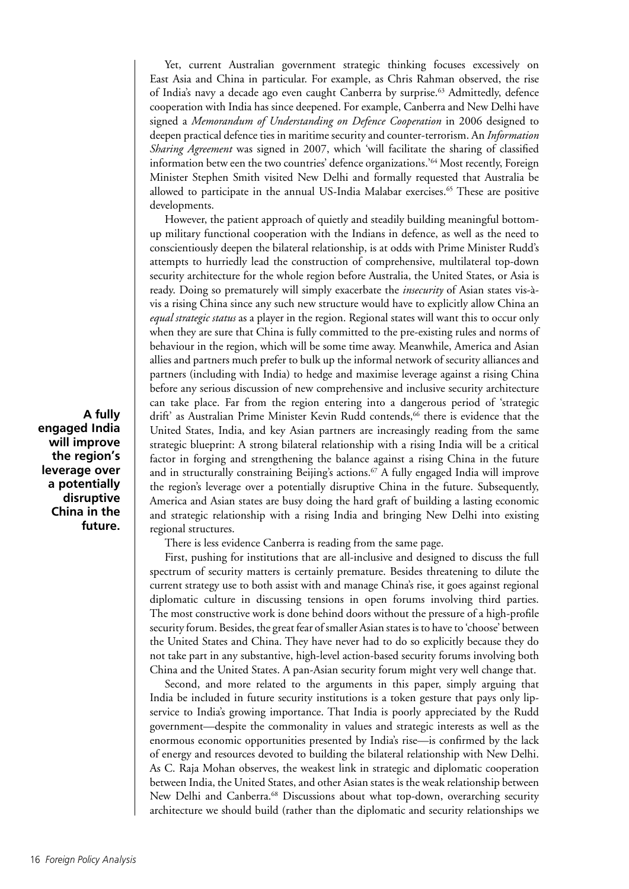Yet, current Australian government strategic thinking focuses excessively on East Asia and China in particular. For example, as Chris Rahman observed, the rise of India's navy a decade ago even caught Canberra by surprise.[63] Admittedly, defence cooperation with India has since deepened. For example, Canberra and New Delhi have signed a *Memorandum of Understanding on Defence Cooperation* in 2006 designed to deepen practical defence ties in maritime security and counter-terrorism. An *Information Sharing Agreement* was signed in 2007, which 'will facilitate the sharing of classified information betw een the two countries' defence organizations.'[64] Most recently, Foreign Minister Stephen Smith visited New Delhi and formally requested that Australia be allowed to participate in the annual US-India Malabar exercises.[65] These are positive developments.

However, the patient approach of quietly and steadily building meaningful bottom-up military functional cooperation with the Indians in defence, as well as the need to conscientiously deepen the bilateral relationship, is at odds with Prime Minister Rudd's attempts to hurriedly lead the construction of comprehensive, multilateral top-down security architecture for the whole region before Australia, the United States, or Asia is ready. Doing so prematurely will simply exacerbate the *insecurity* of Asian states vis-à-vis a rising China since any such new structure would have to explicitly allow China an *equal strategic status* as a player in the region. Regional states will want this to occur only when they are sure that China is fully committed to the pre-existing rules and norms of behaviour in the region, which will be some time away. Meanwhile, America and Asian allies and partners much prefer to bulk up the informal network of security alliances and partners (including with India) to hedge and maximise leverage against a rising China before any serious discussion of new comprehensive and inclusive security architecture can take place. Far from the region entering into a dangerous period of 'strategic drift' as Australian Prime Minister Kevin Rudd contends,[66] there is evidence that the United States, India, and key Asian partners are increasingly reading from the same strategic blueprint: A strong bilateral relationship with a rising India will be a critical factor in forging and strengthening the balance against a rising China in the future and in structurally constraining Beijing's actions.[67] A fully engaged India will improve the region's leverage over a potentially disruptive China in the future. Subsequently, America and Asian states are busy doing the hard graft of building a lasting economic and strategic relationship with a rising India and bringing New Delhi into existing regional structures.

**A fully engaged India will improve the region's leverage over a potentially disruptive China in the future.**

There is less evidence Canberra is reading from the same page.

First, pushing for institutions that are all-inclusive and designed to discuss the full spectrum of security matters is certainly premature. Besides threatening to dilute the current strategy use to both assist with and manage China's rise, it goes against regional diplomatic culture in discussing tensions in open forums involving third parties. The most constructive work is done behind doors without the pressure of a high-profile security forum. Besides, the great fear of smaller Asian states is to have to 'choose' between the United States and China. They have never had to do so explicitly because they do not take part in any substantive, high-level action-based security forums involving both China and the United States. A pan-Asian security forum might very well change that.

Second, and more related to the arguments in this paper, simply arguing that India be included in future security institutions is a token gesture that pays only lip-service to India's growing importance. That India is poorly appreciated by the Rudd government—despite the commonality in values and strategic interests as well as the enormous economic opportunities presented by India's rise—is confirmed by the lack of energy and resources devoted to building the bilateral relationship with New Delhi. As C. Raja Mohan observes, the weakest link in strategic and diplomatic cooperation between India, the United States, and other Asian states is the weak relationship between New Delhi and Canberra.[68] Discussions about what top-down, overarching security architecture we should build (rather than the diplomatic and security relationships we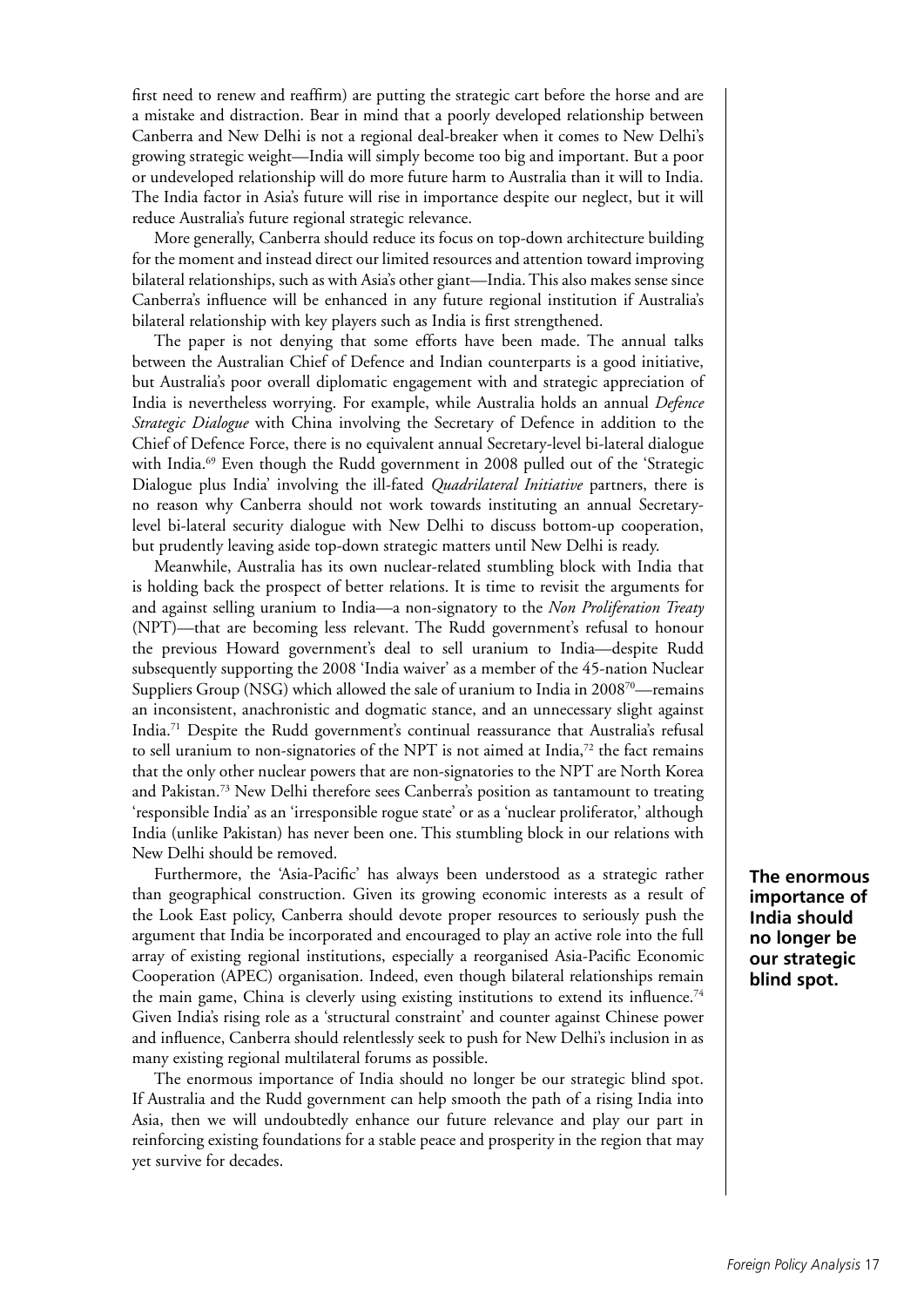first need to renew and reaffirm) are putting the strategic cart before the horse and are a mistake and distraction. Bear in mind that a poorly developed relationship between Canberra and New Delhi is not a regional deal-breaker when it comes to New Delhi's growing strategic weight—India will simply become too big and important. But a poor or undeveloped relationship will do more future harm to Australia than it will to India. The India factor in Asia's future will rise in importance despite our neglect, but it will reduce Australia's future regional strategic relevance.

More generally, Canberra should reduce its focus on top-down architecture building for the moment and instead direct our limited resources and attention toward improving bilateral relationships, such as with Asia's other giant—India. This also makes sense since Canberra's influence will be enhanced in any future regional institution if Australia's bilateral relationship with key players such as India is first strengthened.

The paper is not denying that some efforts have been made. The annual talks between the Australian Chief of Defence and Indian counterparts is a good initiative, but Australia's poor overall diplomatic engagement with and strategic appreciation of India is nevertheless worrying. For example, while Australia holds an annual *Defence Strategic Dialogue* with China involving the Secretary of Defence in addition to the Chief of Defence Force, there is no equivalent annual Secretary-level bi-lateral dialogue with India.[69] Even though the Rudd government in 2008 pulled out of the 'Strategic Dialogue plus India' involving the ill-fated *Quadrilateral Initiative* partners, there is no reason why Canberra should not work towards instituting an annual Secretary-level bi-lateral security dialogue with New Delhi to discuss bottom-up cooperation, but prudently leaving aside top-down strategic matters until New Delhi is ready.

Meanwhile, Australia has its own nuclear-related stumbling block with India that is holding back the prospect of better relations. It is time to revisit the arguments for and against selling uranium to India—a non-signatory to the *Non Proliferation Treaty* (NPT)—that are becoming less relevant. The Rudd government's refusal to honour the previous Howard government's deal to sell uranium to India—despite Rudd subsequently supporting the 2008 'India waiver' as a member of the 45-nation Nuclear Suppliers Group (NSG) which allowed the sale of uranium to India in 2008[70]—remains an inconsistent, anachronistic and dogmatic stance, and an unnecessary slight against India.[71] Despite the Rudd government's continual reassurance that Australia's refusal to sell uranium to non-signatories of the NPT is not aimed at India,[72] the fact remains that the only other nuclear powers that are non-signatories to the NPT are North Korea and Pakistan.[73] New Delhi therefore sees Canberra's position as tantamount to treating 'responsible India' as an 'irresponsible rogue state' or as a 'nuclear proliferator,' although India (unlike Pakistan) has never been one. This stumbling block in our relations with New Delhi should be removed.

Furthermore, the 'Asia-Pacific' has always been understood as a strategic rather than geographical construction. Given its growing economic interests as a result of the Look East policy, Canberra should devote proper resources to seriously push the argument that India be incorporated and encouraged to play an active role into the full array of existing regional institutions, especially a reorganised Asia-Pacific Economic Cooperation (APEC) organisation. Indeed, even though bilateral relationships remain the main game, China is cleverly using existing institutions to extend its influence.[74] Given India's rising role as a 'structural constraint' and counter against Chinese power and influence, Canberra should relentlessly seek to push for New Delhi's inclusion in as many existing regional multilateral forums as possible.

The enormous importance of India should no longer be our strategic blind spot. If Australia and the Rudd government can help smooth the path of a rising India into Asia, then we will undoubtedly enhance our future relevance and play our part in reinforcing existing foundations for a stable peace and prosperity in the region that may yet survive for decades.

**The enormous importance of India should no longer be our strategic blind spot.**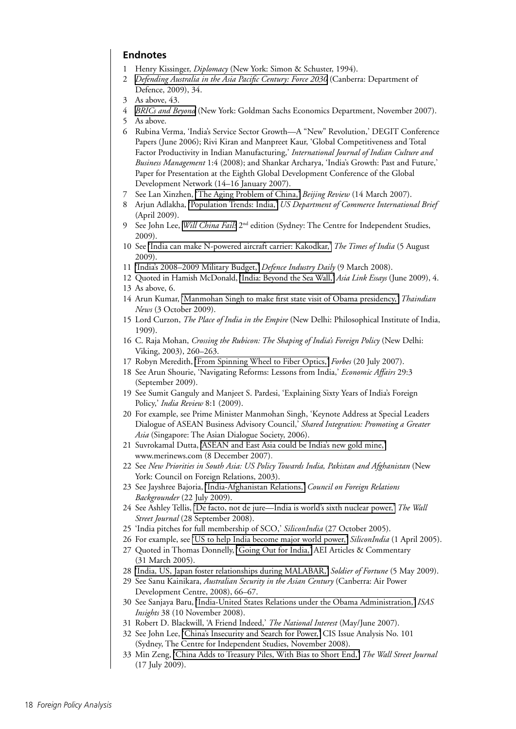## Endnotes

1. Henry Kissinger, *Diplomacy* (New York: Simon & Schuster, 1994).
2. *Defending Australia in the Asia Pacific Century: Force 2030* (Canberra: Department of Defence, 2009), 34.
3. As above, 43.
4. *BRICs and Beyond* (New York: Goldman Sachs Economics Department, November 2007).
5. As above.
6. Rubina Verma, 'India's Service Sector Growth—A "New" Revolution,' DEGIT Conference Papers (June 2006); Rivi Kiran and Manpreet Kaur, 'Global Competitiveness and Total Factor Productivity in Indian Manufacturing,' *International Journal of Indian Culture and Business Management* 1:4 (2008); and Shankar Archarya, 'India's Growth: Past and Future,' Paper for Presentation at the Eighth Global Development Conference of the Global Development Network (14–16 January 2007).
7. See Lan Xinzhen, 'The Aging Problem of China,' *Beijing Review* (14 March 2007).
8. Arjun Adlakha, 'Population Trends: India,' *US Department of Commerce International Brief* (April 2009).
9. See John Lee, *Will China Fail?* 2nd edition (Sydney: The Centre for Independent Studies, 2009).
10. See 'India can make N-powered aircraft carrier: Kakodkar,' *The Times of India* (5 August 2009).
11. 'India's 2008–2009 Military Budget,' *Defence Industry Daily* (9 March 2008).
12. Quoted in Hamish McDonald, 'India: Beyond the Sea Wall,' *Asia Link Essays* (June 2009), 4.
13. As above, 6.
14. Arun Kumar, 'Manmohan Singh to make first state visit of Obama presidency,' *Thaindian News* (3 October 2009).
15. Lord Curzon, *The Place of India in the Empire* (New Delhi: Philosophical Institute of India, 1909).
16. C. Raja Mohan, *Crossing the Rubicon: The Shaping of India's Foreign Policy* (New Delhi: Viking, 2003), 260–263.
17. Robyn Meredith, 'From Spinning Wheel to Fiber Optics,' *Forbes* (20 July 2007).
18. See Arun Shourie, 'Navigating Reforms: Lessons from India,' *Economic Affairs* 29:3 (September 2009).
19. See Sumit Ganguly and Manjeet S. Pardesi, 'Explaining Sixty Years of India's Foreign Policy,' *India Review* 8:1 (2009).
20. For example, see Prime Minister Manmohan Singh, 'Keynote Address at Special Leaders Dialogue of ASEAN Business Advisory Council,' *Shared Integration: Promoting a Greater Asia* (Singapore: The Asian Dialogue Society, 2006).
21. Suvrokamal Dutta, 'ASEAN and East Asia could be India's new gold mine,' www.merinews.com (8 December 2007).
22. See *New Priorities in South Asia: US Policy Towards India, Pakistan and Afghanistan* (New York: Council on Foreign Relations, 2003).
23. See Jayshree Bajoria, 'India-Afghanistan Relations,' *Council on Foreign Relations Backgrounder* (22 July 2009).
24. See Ashley Tellis, 'De facto, not de jure—India is world's sixth nuclear power,' *The Wall Street Journal* (28 September 2008).
25. 'India pitches for full membership of SCO,' *SiliconIndia* (27 October 2005).
26. For example, see 'US to help India become major world power,' *SiliconIndia* (1 April 2005).
27. Quoted in Thomas Donnelly, 'Going Out for India,' AEI Articles & Commentary (31 March 2005).
28. 'India, US, Japan foster relationships during MALABAR,' *Soldier of Fortune* (5 May 2009).
29. See Sanu Kainikara, *Australian Security in the Asian Century* (Canberra: Air Power Development Centre, 2008), 66–67.
30. See Sanjaya Baru, 'India-United States Relations under the Obama Administration,' *ISAS Insights* 38 (10 November 2008).
31. Robert D. Blackwill, 'A Friend Indeed,' *The National Interest* (May/June 2007).
32. See John Lee, 'China's Insecurity and Search for Power,' CIS Issue Analysis No. 101 (Sydney, The Centre for Independent Studies, November 2008).
33. Min Zeng, 'China Adds to Treasury Piles, With Bias to Short End,' *The Wall Street Journal* (17 July 2009).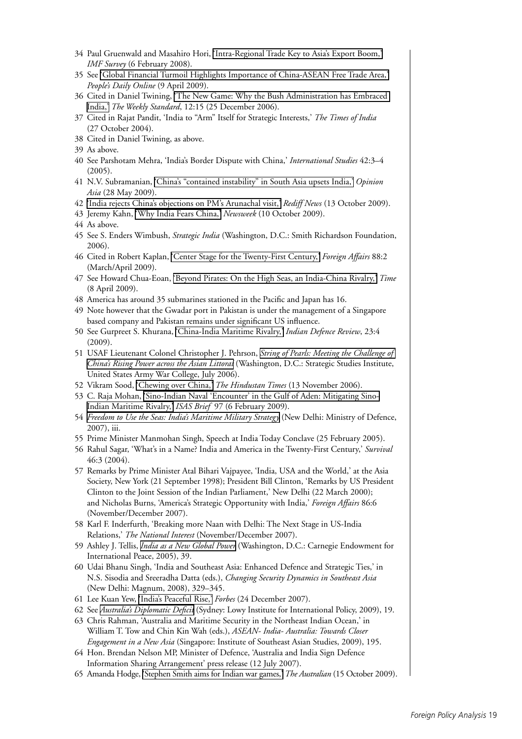34 Paul Gruenwald and Masahiro Hori, 'Intra-Regional Trade Key to Asia's Export Boom,' *IMF Survey* (6 February 2008).

35 See 'Global Financial Turmoil Highlights Importance of China-ASEAN Free Trade Area,' *People's Daily Online* (9 April 2009).

36 Cited in Daniel Twining, 'The New Game: Why the Bush Administration has Embraced India,' *The Weekly Standard*, 12:15 (25 December 2006).

37 Cited in Rajat Pandit, 'India to "Arm" Itself for Strategic Interests,' *The Times of India* (27 October 2004).

38 Cited in Daniel Twining, as above.

39 As above.

40 See Parshotam Mehra, 'India's Border Dispute with China,' *International Studies* 42:3–4 (2005).

41 N.V. Subramanian, 'China's "contained instability" in South Asia upsets India,' *Opinion Asia* (28 May 2009).

42 'India rejects China's objections on PM's Arunachal visit,' *Rediff News* (13 October 2009).

43 Jeremy Kahn, 'Why India Fears China,' *Newsweek* (10 October 2009).

44 As above.

45 See S. Enders Wimbush, *Strategic India* (Washington, D.C.: Smith Richardson Foundation, 2006).

46 Cited in Robert Kaplan, 'Center Stage for the Twenty-First Century,' *Foreign Affairs* 88:2 (March/April 2009).

47 See Howard Chua-Eoan, 'Beyond Pirates: On the High Seas, an India-China Rivalry,' *Time* (8 April 2009).

48 America has around 35 submarines stationed in the Pacific and Japan has 16.

49 Note however that the Gwadar port in Pakistan is under the management of a Singapore based company and Pakistan remains under significant US influence.

50 See Gurpreet S. Khurana, 'China-India Maritime Rivalry,' *Indian Defence Review*, 23:4 (2009).

51 USAF Lieutenant Colonel Christopher J. Pehrson, *String of Pearls: Meeting the Challenge of China's Rising Power across the Asian Littoral* (Washington, D.C.: Strategic Studies Institute, United States Army War College, July 2006).

52 Vikram Sood, 'Chewing over China,' *The Hindustan Times* (13 November 2006).

53 C. Raja Mohan, 'Sino-Indian Naval 'Encounter' in the Gulf of Aden: Mitigating Sino-Indian Maritime Rivalry,' *ISAS Brief* 97 (6 February 2009).

54 *Freedom to Use the Seas: India's Maritime Military Strategy* (New Delhi: Ministry of Defence, 2007), iii.

55 Prime Minister Manmohan Singh, Speech at India Today Conclave (25 February 2005).

56 Rahul Sagar, 'What's in a Name? India and America in the Twenty-First Century,' *Survival* 46:3 (2004).

57 Remarks by Prime Minister Atal Bihari Vajpayee, 'India, USA and the World,' at the Asia Society, New York (21 September 1998); President Bill Clinton, 'Remarks by US President Clinton to the Joint Session of the Indian Parliament,' New Delhi (22 March 2000); and Nicholas Burns, 'America's Strategic Opportunity with India,' *Foreign Affairs* 86:6 (November/December 2007).

58 Karl F. Inderfurth, 'Breaking more Naan with Delhi: The Next Stage in US-India Relations,' *The National Interest* (November/December 2007).

59 Ashley J. Tellis, *India as a New Global Power* (Washington, D.C.: Carnegie Endowment for International Peace, 2005), 39.

60 Udai Bhanu Singh, 'India and Southeast Asia: Enhanced Defence and Strategic Ties,' in N.S. Sisodia and Sreeradha Datta (eds.), *Changing Security Dynamics in Southeast Asia* (New Delhi: Magnum, 2008), 329–345.

61 Lee Kuan Yew, 'India's Peaceful Rise,' *Forbes* (24 December 2007).

62 See *Australia's Diplomatic Deficit* (Sydney: Lowy Institute for International Policy, 2009), 19.

63 Chris Rahman, 'Australia and Maritime Security in the Northeast Indian Ocean,' in William T. Tow and Chin Kin Wah (eds.), *ASEAN- India- Australia: Towards Closer Engagement in a New Asia* (Singapore: Institute of Southeast Asian Studies, 2009), 195.

64 Hon. Brendan Nelson MP, Minister of Defence, 'Australia and India Sign Defence Information Sharing Arrangement' press release (12 July 2007).

65 Amanda Hodge, 'Stephen Smith aims for Indian war games,' *The Australian* (15 October 2009).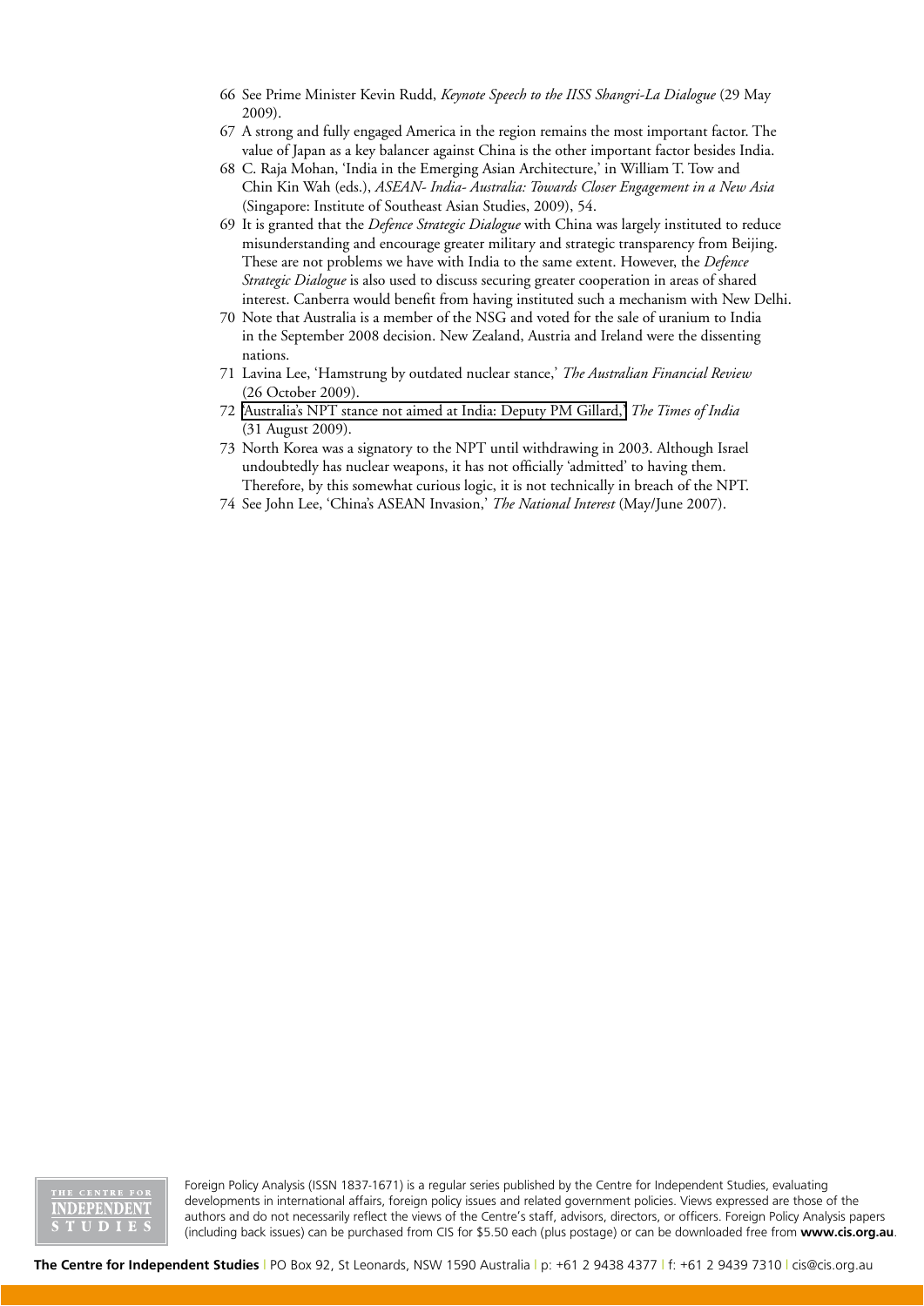66 See Prime Minister Kevin Rudd, *Keynote Speech to the IISS Shangri-La Dialogue* (29 May 2009).

67 A strong and fully engaged America in the region remains the most important factor. The value of Japan as a key balancer against China is the other important factor besides India.

68 C. Raja Mohan, 'India in the Emerging Asian Architecture,' in William T. Tow and Chin Kin Wah (eds.), *ASEAN- India- Australia: Towards Closer Engagement in a New Asia* (Singapore: Institute of Southeast Asian Studies, 2009), 54.

69 It is granted that the *Defence Strategic Dialogue* with China was largely instituted to reduce misunderstanding and encourage greater military and strategic transparency from Beijing. These are not problems we have with India to the same extent. However, the *Defence Strategic Dialogue* is also used to discuss securing greater cooperation in areas of shared interest. Canberra would benefit from having instituted such a mechanism with New Delhi.

70 Note that Australia is a member of the NSG and voted for the sale of uranium to India in the September 2008 decision. New Zealand, Austria and Ireland were the dissenting nations.

71 Lavina Lee, 'Hamstrung by outdated nuclear stance,' *The Australian Financial Review* (26 October 2009).

72 'Australia's NPT stance not aimed at India: Deputy PM Gillard,' *The Times of India* (31 August 2009).

73 North Korea was a signatory to the NPT until withdrawing in 2003. Although Israel undoubtedly has nuclear weapons, it has not officially 'admitted' to having them. Therefore, by this somewhat curious logic, it is not technically in breach of the NPT.

74 See John Lee, 'China's ASEAN Invasion,' *The National Interest* (May/June 2007).

THE CENTRE FOR INDEPENDENT STUDIES

Foreign Policy Analysis (ISSN 1837-1671) is a regular series published by the Centre for Independent Studies, evaluating developments in international affairs, foreign policy issues and related government policies. Views expressed are those of the authors and do not necessarily reflect the views of the Centre's staff, advisors, directors, or officers. Foreign Policy Analysis papers (including back issues) can be purchased from CIS for $5.50 each (plus postage) or can be downloaded free from **www.cis.org.au**.

**The Centre for Independent Studies** | PO Box 92, St Leonards, NSW 1590 Australia | p: +61 2 9438 4377 | f: +61 2 9439 7310 | cis@cis.org.au